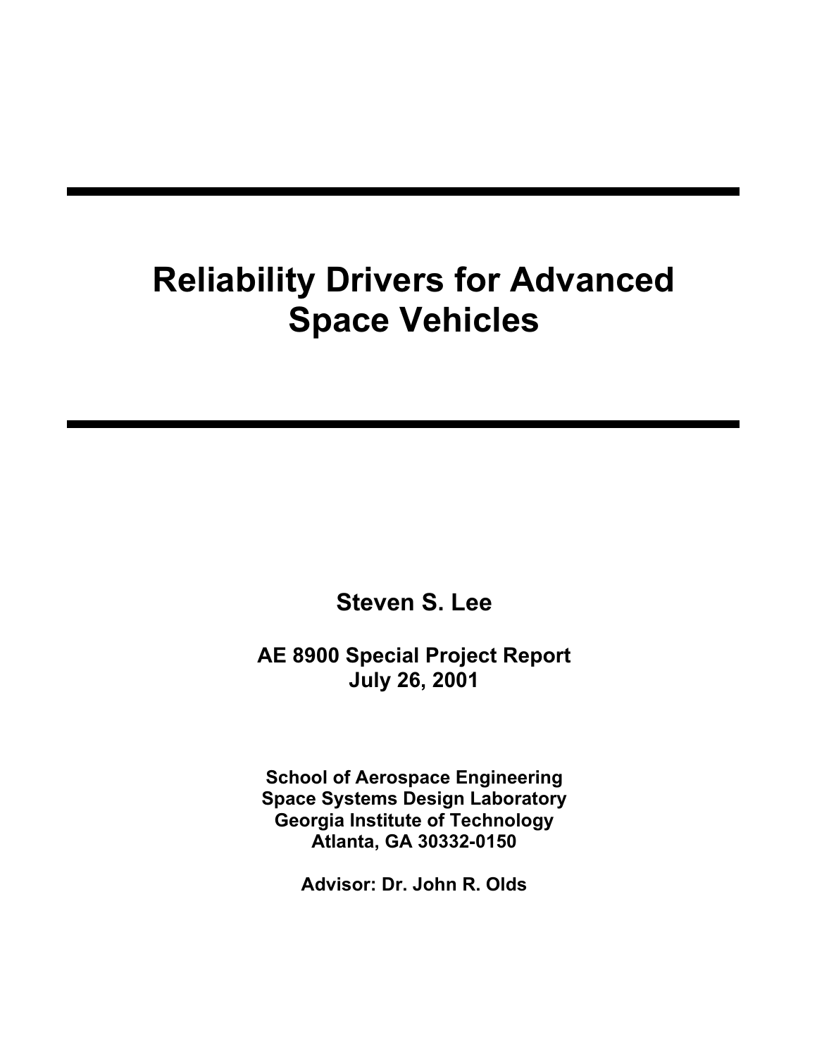# Reliability Drivers for Advanced Space Vehicles

**Steven S. Lee**

**AE 8900 Special Project Report**
**July 26, 2001**

**School of Aerospace Engineering**
**Space Systems Design Laboratory**
**Georgia Institute of Technology**
**Atlanta, GA 30332-0150**

**Advisor: Dr. John R. Olds**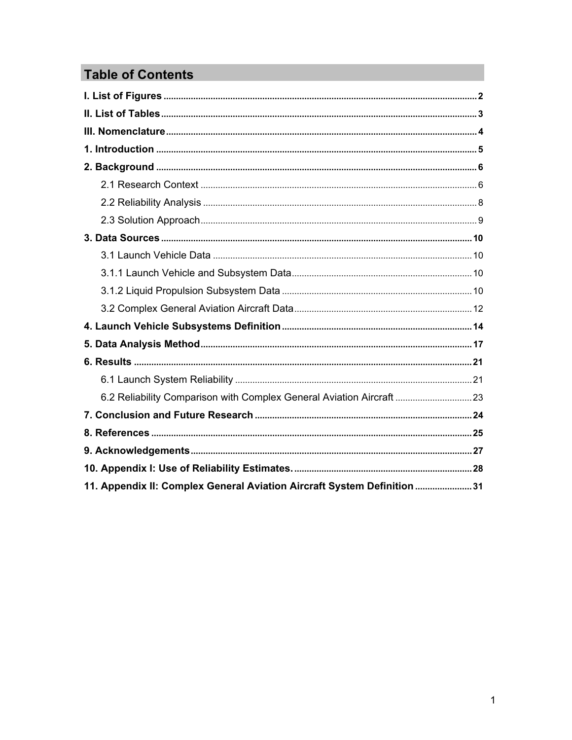# Table of Contents

**I. List of Figures** .......... 2

**II. List of Tables** .......... 3

**III. Nomenclature** .......... 4

**1. Introduction** .......... 5

**2. Background** .......... 6

- 2.1 Research Context .......... 6
- 2.2 Reliability Analysis .......... 8
- 2.3 Solution Approach .......... 9

**3. Data Sources** .......... 10

- 3.1 Launch Vehicle Data .......... 10
- 3.1.1 Launch Vehicle and Subsystem Data .......... 10
- 3.1.2 Liquid Propulsion Subsystem Data .......... 10
- 3.2 Complex General Aviation Aircraft Data .......... 12

**4. Launch Vehicle Subsystems Definition** .......... 14

**5. Data Analysis Method** .......... 17

**6. Results** .......... 21

- 6.1 Launch System Reliability .......... 21
- 6.2 Reliability Comparison with Complex General Aviation Aircraft .......... 23

**7. Conclusion and Future Research** .......... 24

**8. References** .......... 25

**9. Acknowledgements** .......... 27

**10. Appendix I: Use of Reliability Estimates.** .......... 28

**11. Appendix II: Complex General Aviation Aircraft System Definition** .......... 31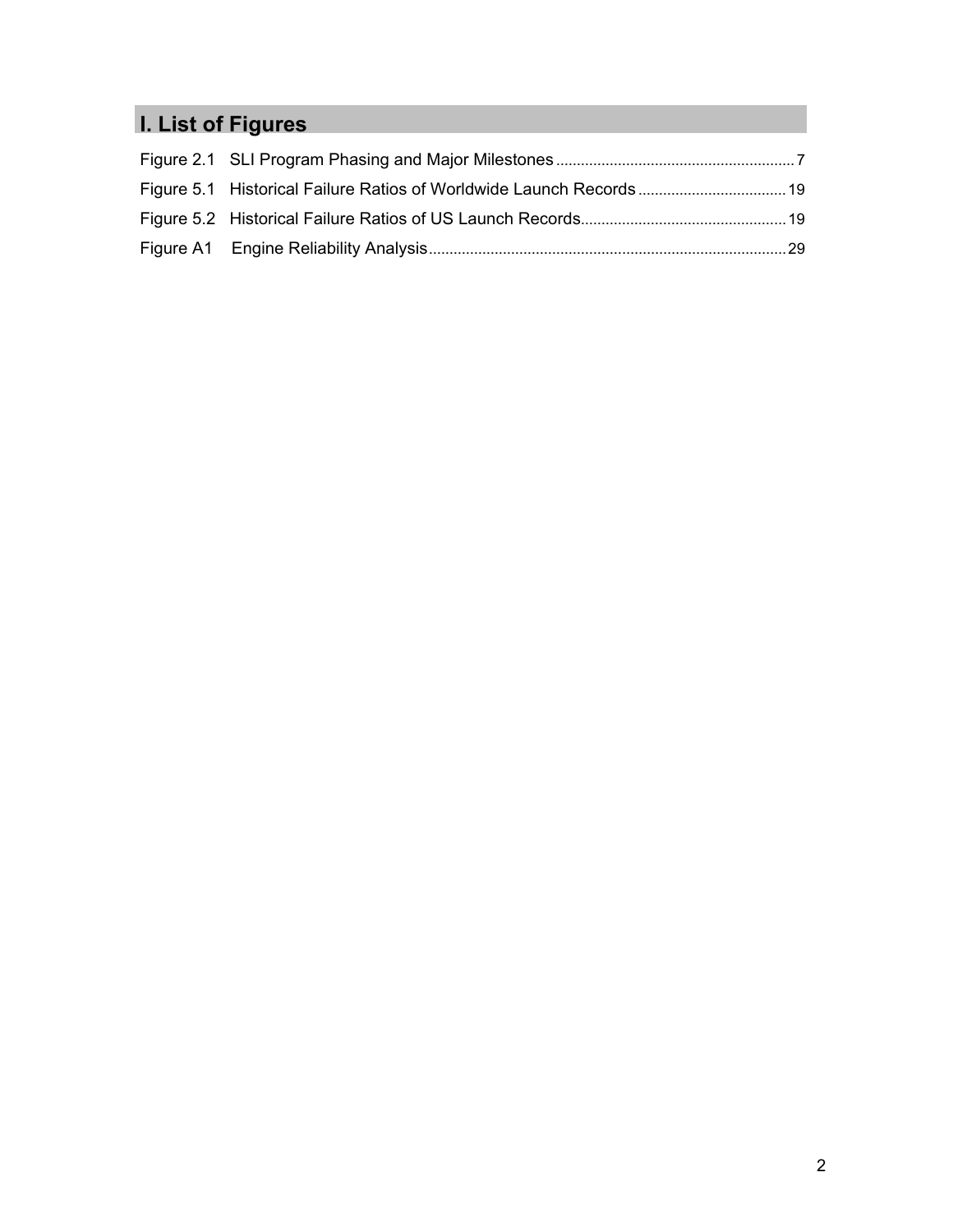# I. List of Figures

Figure 2.1 SLI Program Phasing and Major Milestones ........................................................ 7

Figure 5.1 Historical Failure Ratios of Worldwide Launch Records ................................... 19

Figure 5.2 Historical Failure Ratios of US Launch Records................................................. 19

Figure A1 Engine Reliability Analysis..................................................................................... 29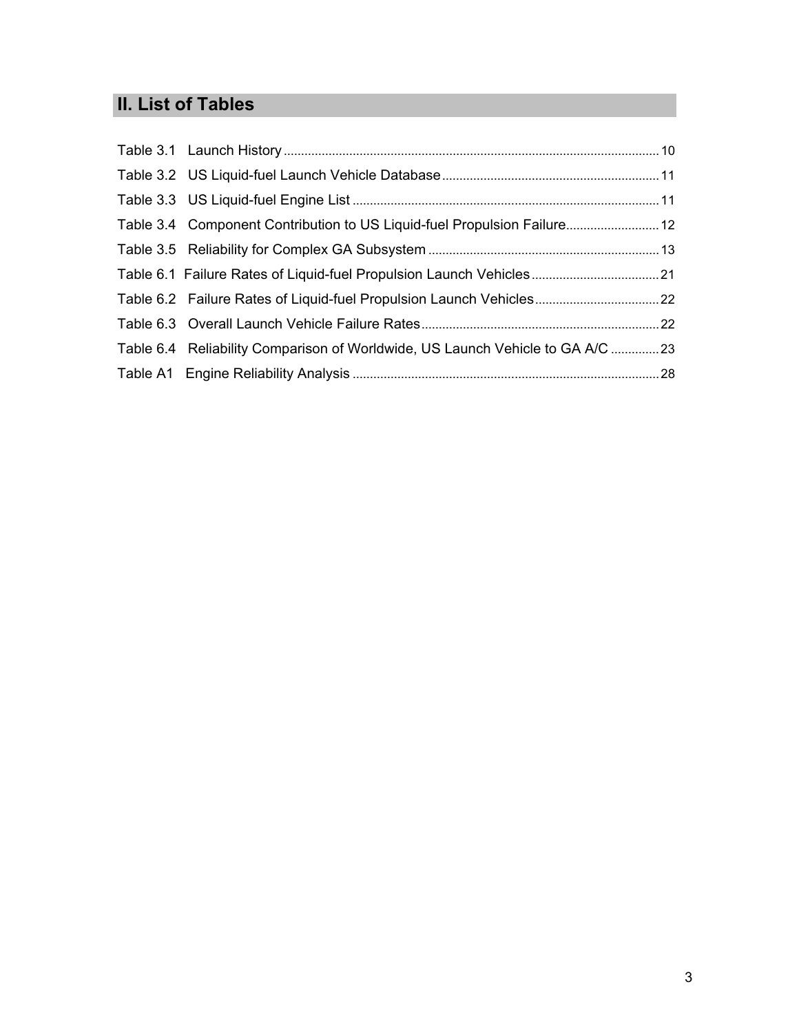## II. List of Tables

Table 3.1 Launch History ........ 10

Table 3.2 US Liquid-fuel Launch Vehicle Database ........ 11

Table 3.3 US Liquid-fuel Engine List ........ 11

Table 3.4 Component Contribution to US Liquid-fuel Propulsion Failure ........ 12

Table 3.5 Reliability for Complex GA Subsystem ........ 13

Table 6.1 Failure Rates of Liquid-fuel Propulsion Launch Vehicles ........ 21

Table 6.2 Failure Rates of Liquid-fuel Propulsion Launch Vehicles ........ 22

Table 6.3 Overall Launch Vehicle Failure Rates ........ 22

Table 6.4 Reliability Comparison of Worldwide, US Launch Vehicle to GA A/C ........ 23

Table A1 Engine Reliability Analysis ........ 28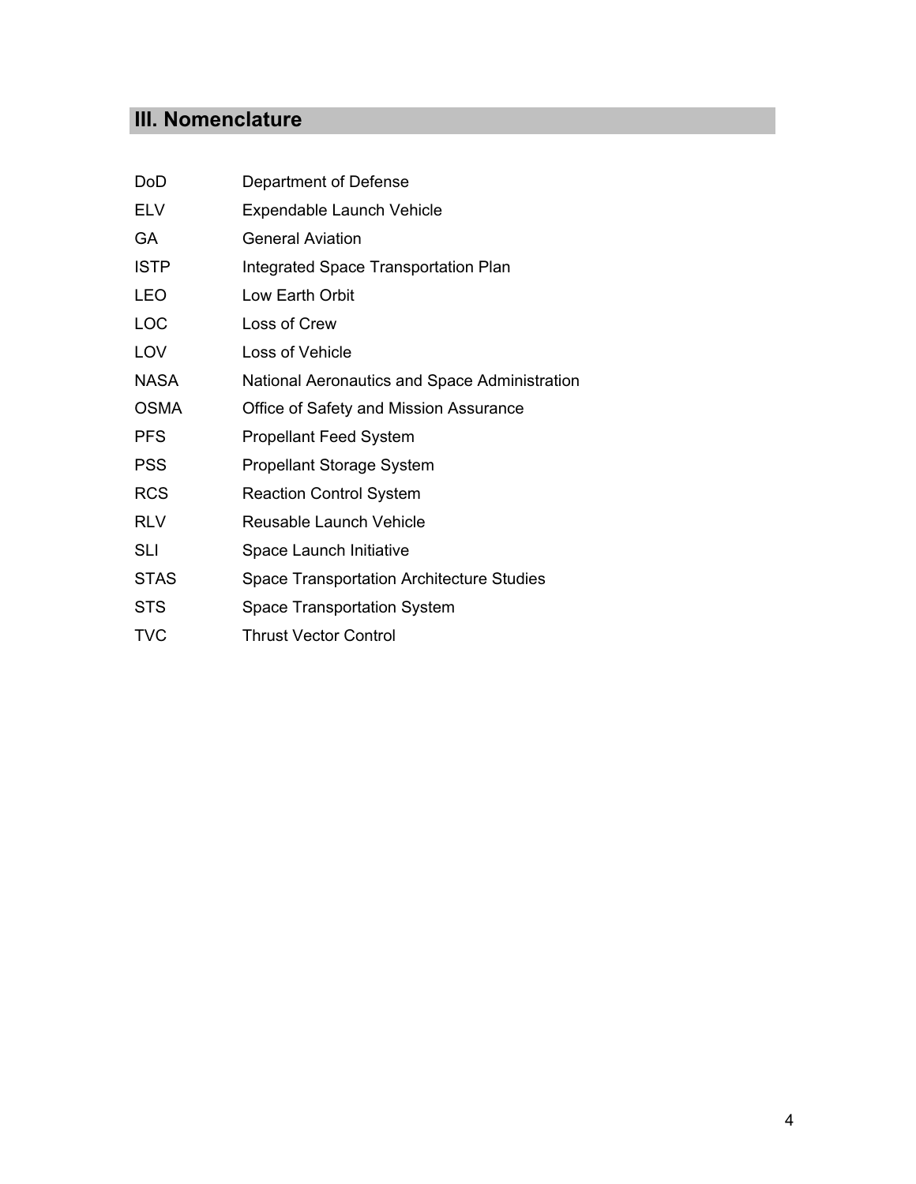## III. Nomenclature

| | |
|---|---|
| DoD | Department of Defense |
| ELV | Expendable Launch Vehicle |
| GA | General Aviation |
| ISTP | Integrated Space Transportation Plan |
| LEO | Low Earth Orbit |
| LOC | Loss of Crew |
| LOV | Loss of Vehicle |
| NASA | National Aeronautics and Space Administration |
| OSMA | Office of Safety and Mission Assurance |
| PFS | Propellant Feed System |
| PSS | Propellant Storage System |
| RCS | Reaction Control System |
| RLV | Reusable Launch Vehicle |
| SLI | Space Launch Initiative |
| STAS | Space Transportation Architecture Studies |
| STS | Space Transportation System |
| TVC | Thrust Vector Control |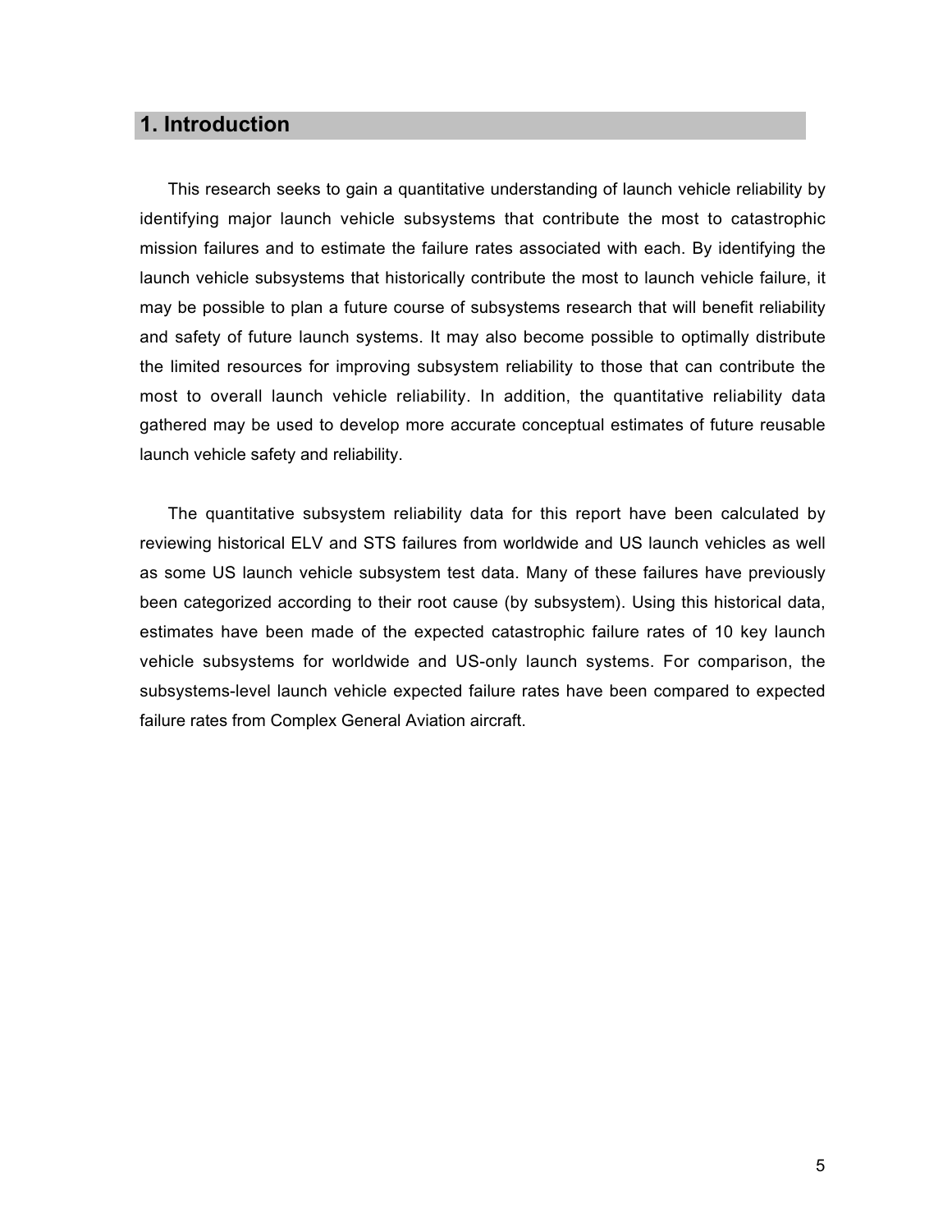# 1. Introduction

This research seeks to gain a quantitative understanding of launch vehicle reliability by identifying major launch vehicle subsystems that contribute the most to catastrophic mission failures and to estimate the failure rates associated with each. By identifying the launch vehicle subsystems that historically contribute the most to launch vehicle failure, it may be possible to plan a future course of subsystems research that will benefit reliability and safety of future launch systems. It may also become possible to optimally distribute the limited resources for improving subsystem reliability to those that can contribute the most to overall launch vehicle reliability. In addition, the quantitative reliability data gathered may be used to develop more accurate conceptual estimates of future reusable launch vehicle safety and reliability.

The quantitative subsystem reliability data for this report have been calculated by reviewing historical ELV and STS failures from worldwide and US launch vehicles as well as some US launch vehicle subsystem test data. Many of these failures have previously been categorized according to their root cause (by subsystem). Using this historical data, estimates have been made of the expected catastrophic failure rates of 10 key launch vehicle subsystems for worldwide and US-only launch systems. For comparison, the subsystems-level launch vehicle expected failure rates have been compared to expected failure rates from Complex General Aviation aircraft.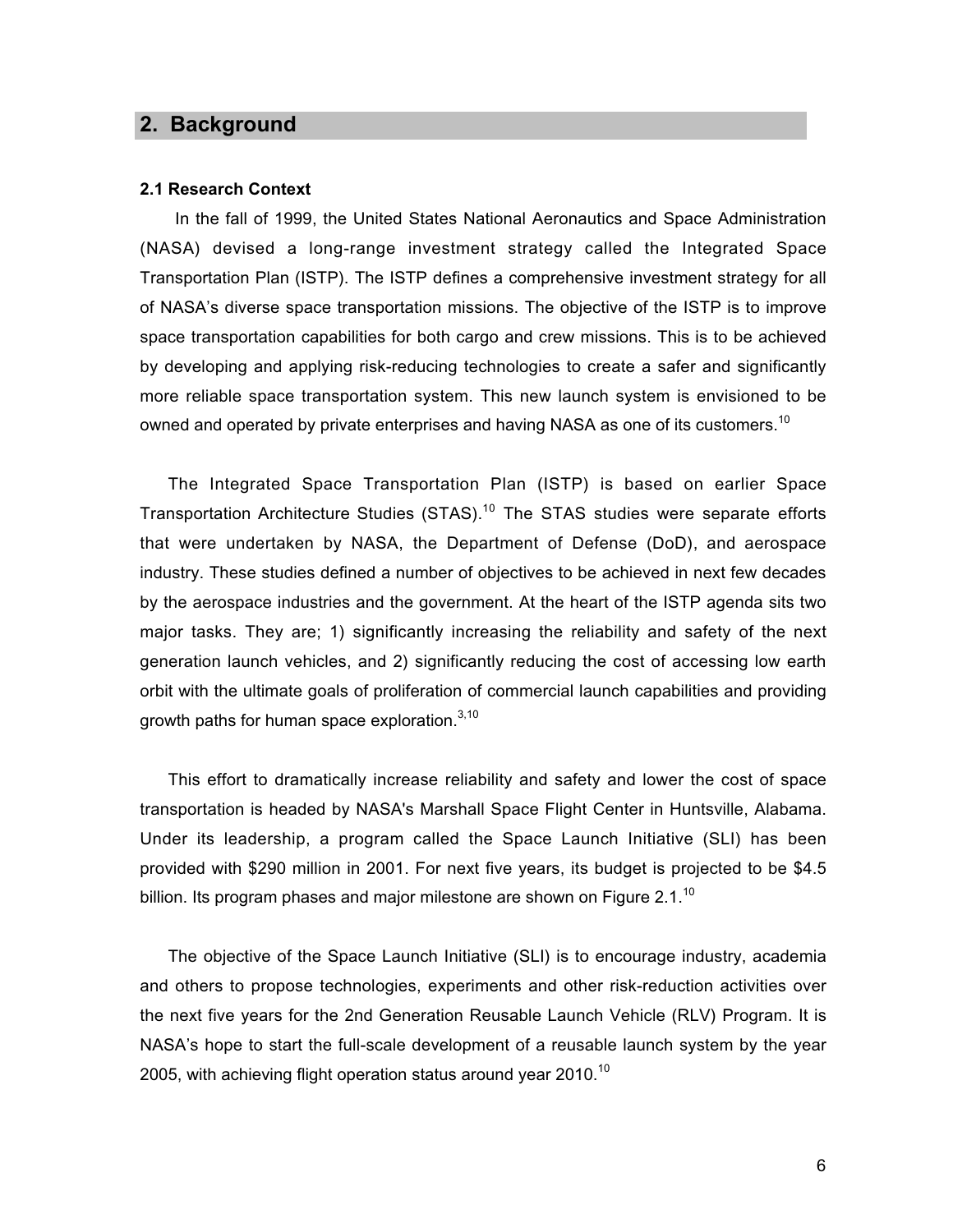## 2. Background

### 2.1 Research Context

In the fall of 1999, the United States National Aeronautics and Space Administration (NASA) devised a long-range investment strategy called the Integrated Space Transportation Plan (ISTP). The ISTP defines a comprehensive investment strategy for all of NASA's diverse space transportation missions. The objective of the ISTP is to improve space transportation capabilities for both cargo and crew missions. This is to be achieved by developing and applying risk-reducing technologies to create a safer and significantly more reliable space transportation system. This new launch system is envisioned to be owned and operated by private enterprises and having NASA as one of its customers.[10]

The Integrated Space Transportation Plan (ISTP) is based on earlier Space Transportation Architecture Studies (STAS).[10] The STAS studies were separate efforts that were undertaken by NASA, the Department of Defense (DoD), and aerospace industry. These studies defined a number of objectives to be achieved in next few decades by the aerospace industries and the government. At the heart of the ISTP agenda sits two major tasks. They are; 1) significantly increasing the reliability and safety of the next generation launch vehicles, and 2) significantly reducing the cost of accessing low earth orbit with the ultimate goals of proliferation of commercial launch capabilities and providing growth paths for human space exploration.[3,10]

This effort to dramatically increase reliability and safety and lower the cost of space transportation is headed by NASA's Marshall Space Flight Center in Huntsville, Alabama. Under its leadership, a program called the Space Launch Initiative (SLI) has been provided with $290 million in 2001. For next five years, its budget is projected to be $4.5 billion. Its program phases and major milestone are shown on Figure 2.1.[10]

The objective of the Space Launch Initiative (SLI) is to encourage industry, academia and others to propose technologies, experiments and other risk-reduction activities over the next five years for the 2nd Generation Reusable Launch Vehicle (RLV) Program. It is NASA's hope to start the full-scale development of a reusable launch system by the year 2005, with achieving flight operation status around year 2010.[10]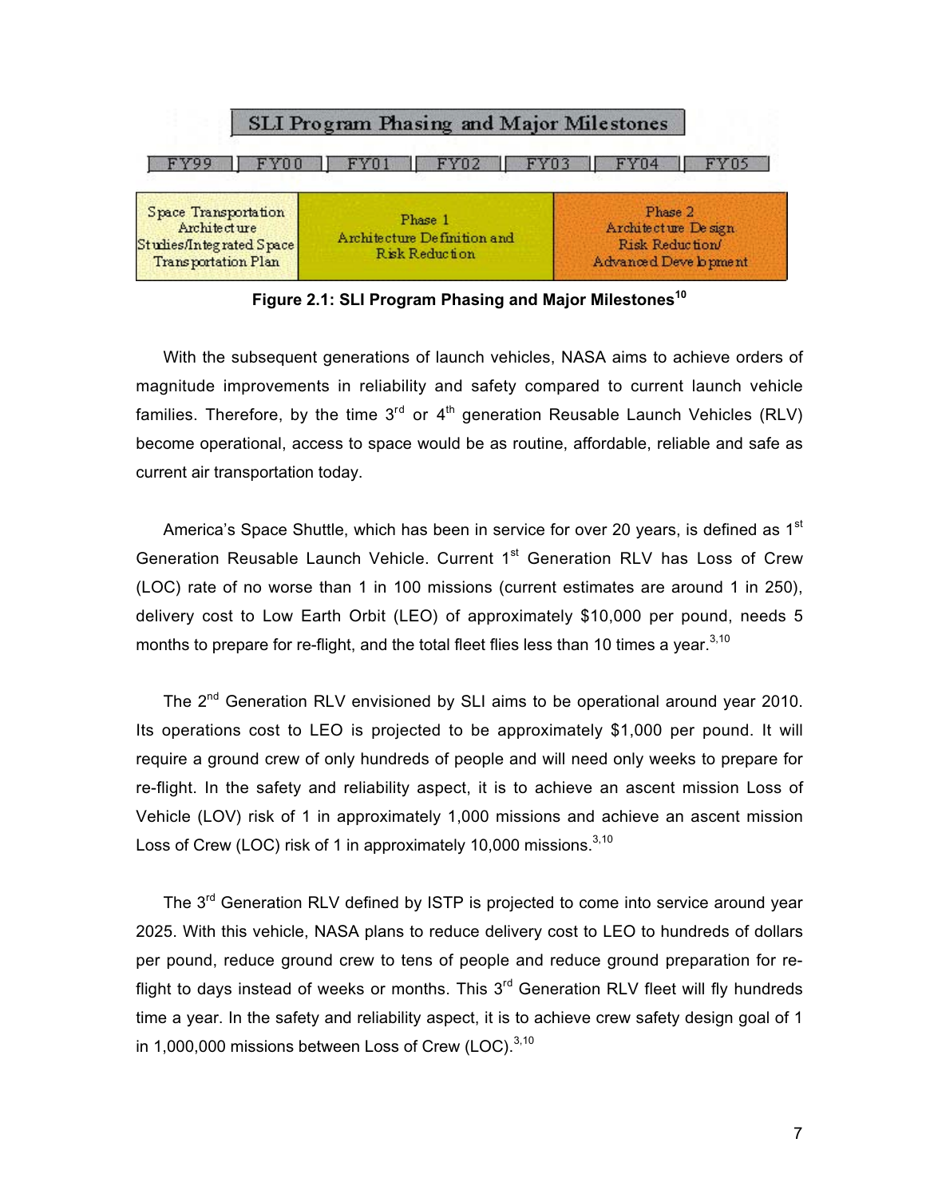**SLI Program Phasing and Major Milestones**

| FY99 | FY00 | FY01 | FY02 | FY03 | FY04 | FY05 |
|---|---|---|---|---|---|---|

| Space Transportation Architecture Studies/Integrated Space Transportation Plan | Phase 1 Architecture Definition and Risk Reduction | Phase 2 Architecture Design Risk Reduction/ Advanced Development |
|---|---|---|

**Figure 2.1: SLI Program Phasing and Major Milestones**[10]

With the subsequent generations of launch vehicles, NASA aims to achieve orders of magnitude improvements in reliability and safety compared to current launch vehicle families. Therefore, by the time 3rd or 4th generation Reusable Launch Vehicles (RLV) become operational, access to space would be as routine, affordable, reliable and safe as current air transportation today.

America's Space Shuttle, which has been in service for over 20 years, is defined as 1st Generation Reusable Launch Vehicle. Current 1st Generation RLV has Loss of Crew (LOC) rate of no worse than 1 in 100 missions (current estimates are around 1 in 250), delivery cost to Low Earth Orbit (LEO) of approximately $10,000 per pound, needs 5 months to prepare for re-flight, and the total fleet flies less than 10 times a year.[3,10]

The 2nd Generation RLV envisioned by SLI aims to be operational around year 2010. Its operations cost to LEO is projected to be approximately $1,000 per pound. It will require a ground crew of only hundreds of people and will need only weeks to prepare for re-flight. In the safety and reliability aspect, it is to achieve an ascent mission Loss of Vehicle (LOV) risk of 1 in approximately 1,000 missions and achieve an ascent mission Loss of Crew (LOC) risk of 1 in approximately 10,000 missions.[3,10]

The 3rd Generation RLV defined by ISTP is projected to come into service around year 2025. With this vehicle, NASA plans to reduce delivery cost to LEO to hundreds of dollars per pound, reduce ground crew to tens of people and reduce ground preparation for re-flight to days instead of weeks or months. This 3rd Generation RLV fleet will fly hundreds time a year. In the safety and reliability aspect, it is to achieve crew safety design goal of 1 in 1,000,000 missions between Loss of Crew (LOC).[3,10]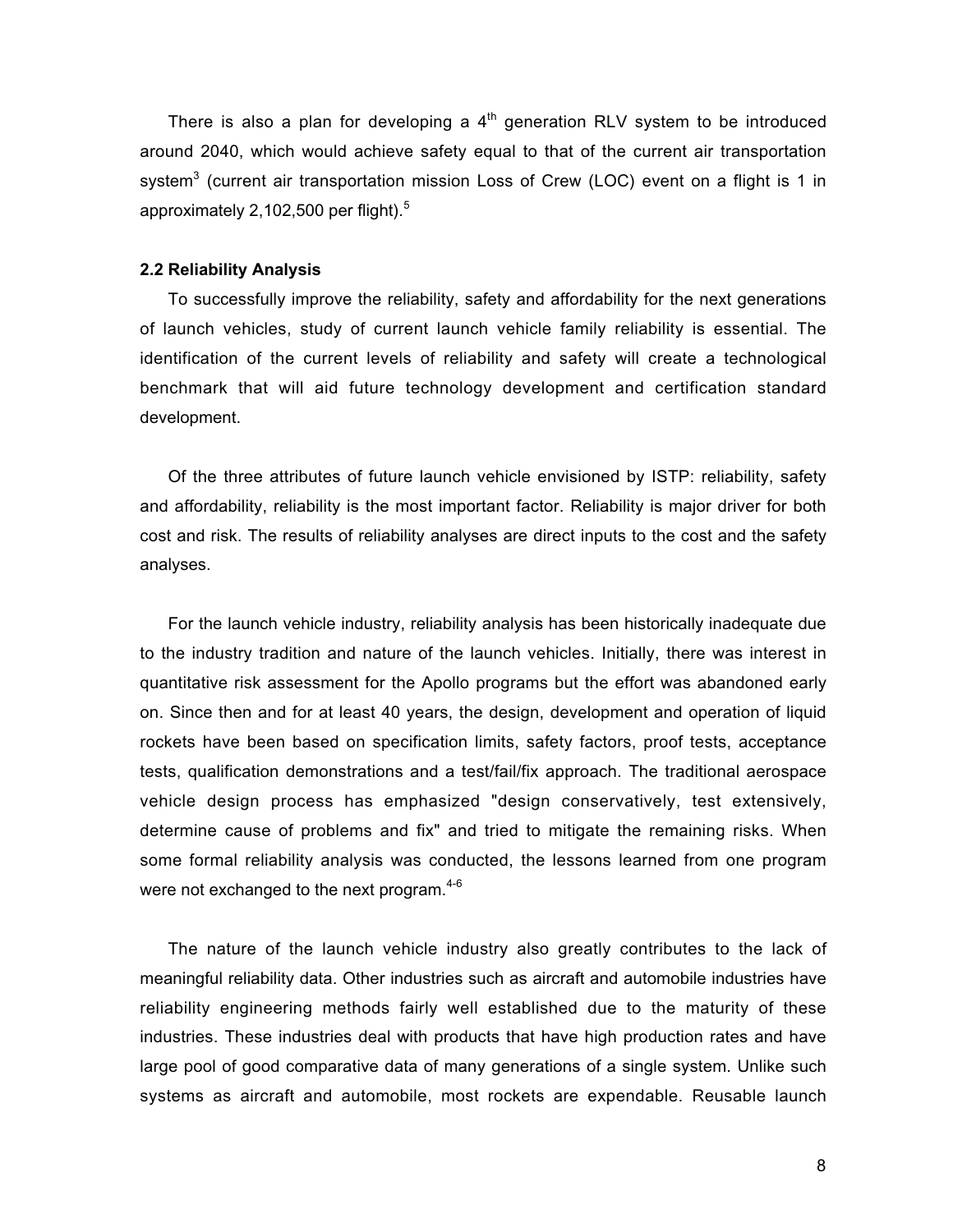There is also a plan for developing a $4^{th}$ generation RLV system to be introduced around 2040, which would achieve safety equal to that of the current air transportation system[3] (current air transportation mission Loss of Crew (LOC) event on a flight is 1 in approximately 2,102,500 per flight).[5]

### 2.2 Reliability Analysis

To successfully improve the reliability, safety and affordability for the next generations of launch vehicles, study of current launch vehicle family reliability is essential. The identification of the current levels of reliability and safety will create a technological benchmark that will aid future technology development and certification standard development.

Of the three attributes of future launch vehicle envisioned by ISTP: reliability, safety and affordability, reliability is the most important factor. Reliability is major driver for both cost and risk. The results of reliability analyses are direct inputs to the cost and the safety analyses.

For the launch vehicle industry, reliability analysis has been historically inadequate due to the industry tradition and nature of the launch vehicles. Initially, there was interest in quantitative risk assessment for the Apollo programs but the effort was abandoned early on. Since then and for at least 40 years, the design, development and operation of liquid rockets have been based on specification limits, safety factors, proof tests, acceptance tests, qualification demonstrations and a test/fail/fix approach. The traditional aerospace vehicle design process has emphasized "design conservatively, test extensively, determine cause of problems and fix" and tried to mitigate the remaining risks. When some formal reliability analysis was conducted, the lessons learned from one program were not exchanged to the next program.[4-6]

The nature of the launch vehicle industry also greatly contributes to the lack of meaningful reliability data. Other industries such as aircraft and automobile industries have reliability engineering methods fairly well established due to the maturity of these industries. These industries deal with products that have high production rates and have large pool of good comparative data of many generations of a single system. Unlike such systems as aircraft and automobile, most rockets are expendable. Reusable launch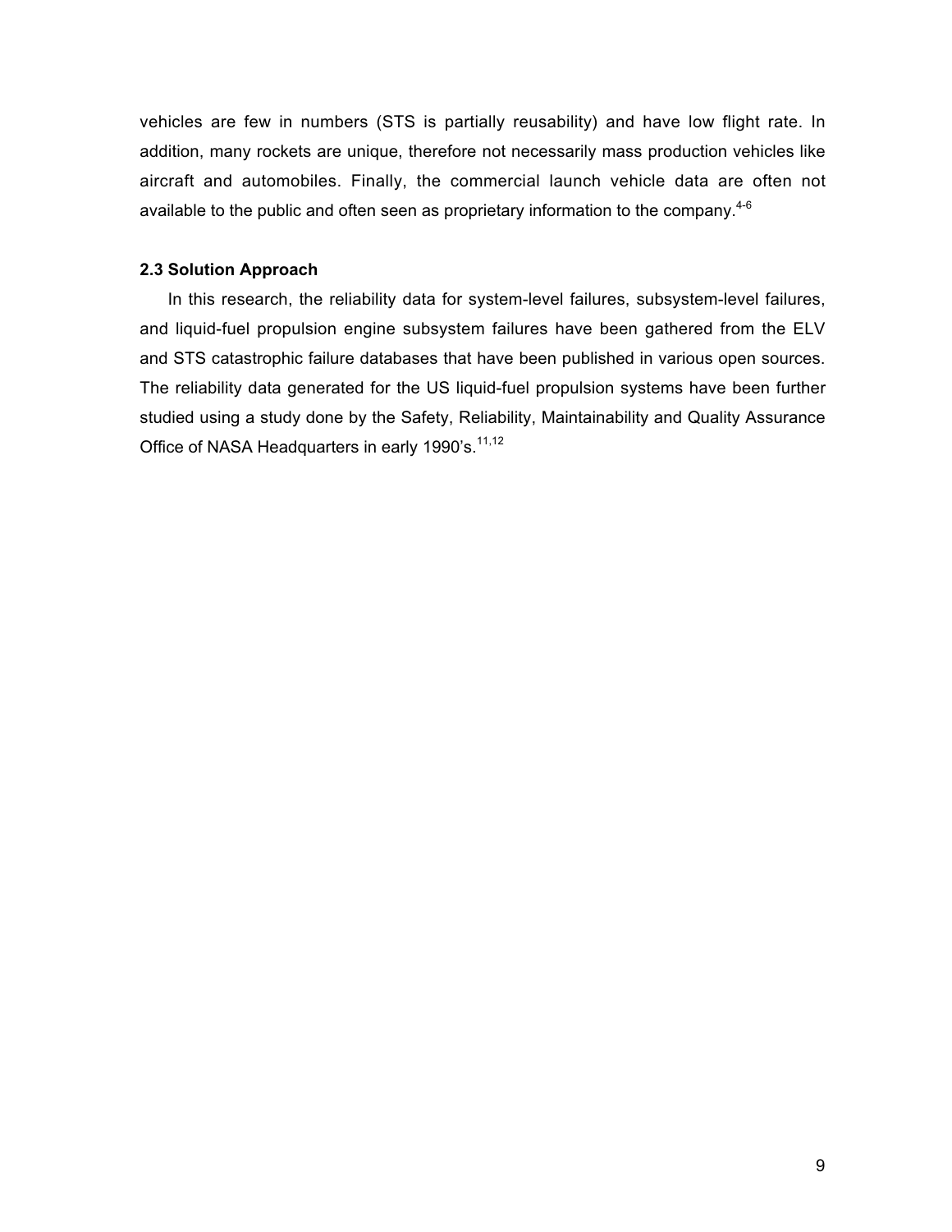vehicles are few in numbers (STS is partially reusability) and have low flight rate. In addition, many rockets are unique, therefore not necessarily mass production vehicles like aircraft and automobiles. Finally, the commercial launch vehicle data are often not available to the public and often seen as proprietary information to the company.[4-6]

### 2.3 Solution Approach

In this research, the reliability data for system-level failures, subsystem-level failures, and liquid-fuel propulsion engine subsystem failures have been gathered from the ELV and STS catastrophic failure databases that have been published in various open sources. The reliability data generated for the US liquid-fuel propulsion systems have been further studied using a study done by the Safety, Reliability, Maintainability and Quality Assurance Office of NASA Headquarters in early 1990's.[11,12]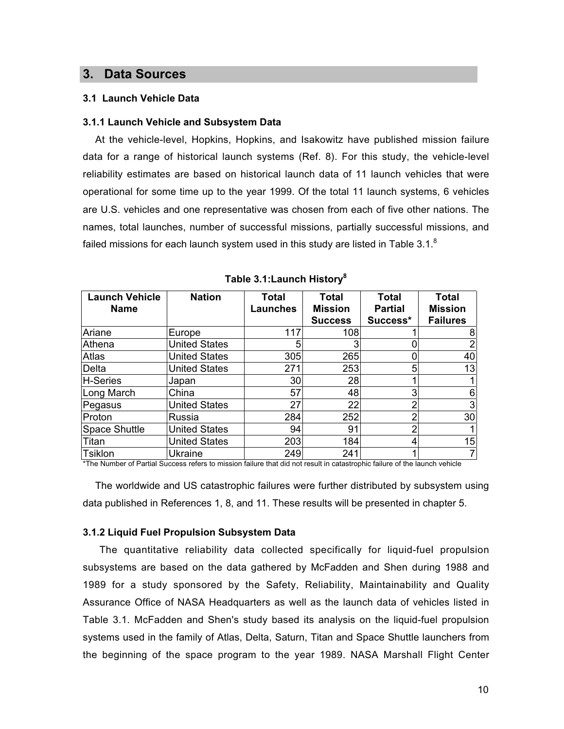## 3. Data Sources

### 3.1 Launch Vehicle Data

#### 3.1.1 Launch Vehicle and Subsystem Data

At the vehicle-level, Hopkins, Hopkins, and Isakowitz have published mission failure data for a range of historical launch systems (Ref. 8). For this study, the vehicle-level reliability estimates are based on historical launch data of 11 launch vehicles that were operational for some time up to the year 1999. Of the total 11 launch systems, 6 vehicles are U.S. vehicles and one representative was chosen from each of five other nations. The names, total launches, number of successful missions, partially successful missions, and failed missions for each launch system used in this study are listed in Table 3.1.[8]

**Table 3.1:Launch History[8]**

| Launch Vehicle Name | Nation | Total Launches | Total Mission Success | Total Partial Success* | Total Mission Failures |
|---|---|---|---|---|---|
| Ariane | Europe | 117 | 108 | 1 | 8 |
| Athena | United States | 5 | 3 | 0 | 2 |
| Atlas | United States | 305 | 265 | 0 | 40 |
| Delta | United States | 271 | 253 | 5 | 13 |
| H-Series | Japan | 30 | 28 | 1 | 1 |
| Long March | China | 57 | 48 | 3 | 6 |
| Pegasus | United States | 27 | 22 | 2 | 3 |
| Proton | Russia | 284 | 252 | 2 | 30 |
| Space Shuttle | United States | 94 | 91 | 2 | 1 |
| Titan | United States | 203 | 184 | 4 | 15 |
| Tsiklon | Ukraine | 249 | 241 | 1 | 7 |

*The Number of Partial Success refers to mission failure that did not result in catastrophic failure of the launch vehicle

The worldwide and US catastrophic failures were further distributed by subsystem using data published in References 1, 8, and 11. These results will be presented in chapter 5.

#### 3.1.2 Liquid Fuel Propulsion Subsystem Data

The quantitative reliability data collected specifically for liquid-fuel propulsion subsystems are based on the data gathered by McFadden and Shen during 1988 and 1989 for a study sponsored by the Safety, Reliability, Maintainability and Quality Assurance Office of NASA Headquarters as well as the launch data of vehicles listed in Table 3.1. McFadden and Shen's study based its analysis on the liquid-fuel propulsion systems used in the family of Atlas, Delta, Saturn, Titan and Space Shuttle launchers from the beginning of the space program to the year 1989. NASA Marshall Flight Center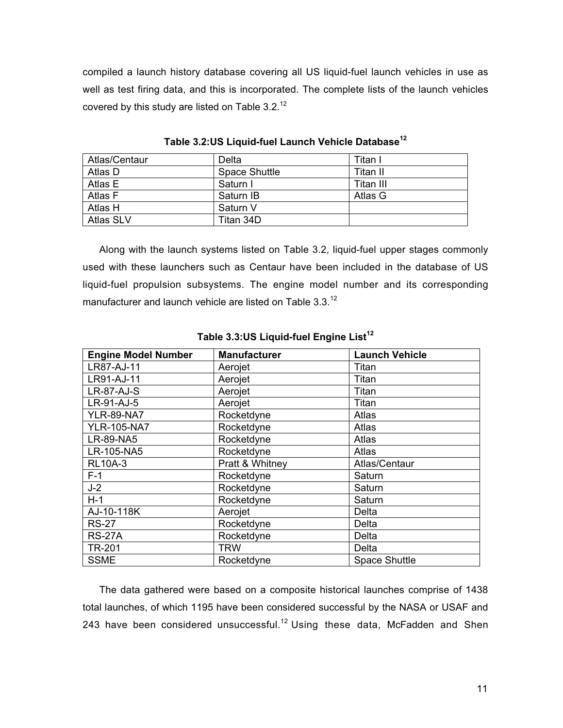compiled a launch history database covering all US liquid-fuel launch vehicles in use as well as test firing data, and this is incorporated. The complete lists of the launch vehicles covered by this study are listed on Table 3.2.[12]

**Table 3.2:US Liquid-fuel Launch Vehicle Database[12]**

| | | |
|---|---|---|
| Atlas/Centaur | Delta | Titan I |
| Atlas D | Space Shuttle | Titan II |
| Atlas E | Saturn I | Titan III |
| Atlas F | Saturn IB | Atlas G |
| Atlas H | Saturn V | |
| Atlas SLV | Titan 34D | |

Along with the launch systems listed on Table 3.2, liquid-fuel upper stages commonly used with these launchers such as Centaur have been included in the database of US liquid-fuel propulsion subsystems. The engine model number and its corresponding manufacturer and launch vehicle are listed on Table 3.3.[12]

**Table 3.3:US Liquid-fuel Engine List[12]**

| Engine Model Number | Manufacturer | Launch Vehicle |
|---|---|---|
| LR87-AJ-11 | Aerojet | Titan |
| LR91-AJ-11 | Aerojet | Titan |
| LR-87-AJ-S | Aerojet | Titan |
| LR-91-AJ-5 | Aerojet | Titan |
| YLR-89-NA7 | Rocketdyne | Atlas |
| YLR-105-NA7 | Rocketdyne | Atlas |
| LR-89-NA5 | Rocketdyne | Atlas |
| LR-105-NA5 | Rocketdyne | Atlas |
| RL10A-3 | Pratt & Whitney | Atlas/Centaur |
| F-1 | Rocketdyne | Saturn |
| J-2 | Rocketdyne | Saturn |
| H-1 | Rocketdyne | Saturn |
| AJ-10-118K | Aerojet | Delta |
| RS-27 | Rocketdyne | Delta |
| RS-27A | Rocketdyne | Delta |
| TR-201 | TRW | Delta |
| SSME | Rocketdyne | Space Shuttle |

The data gathered were based on a composite historical launches comprise of 1438 total launches, of which 1195 have been considered successful by the NASA or USAF and 243 have been considered unsuccessful.[12] Using these data, McFadden and Shen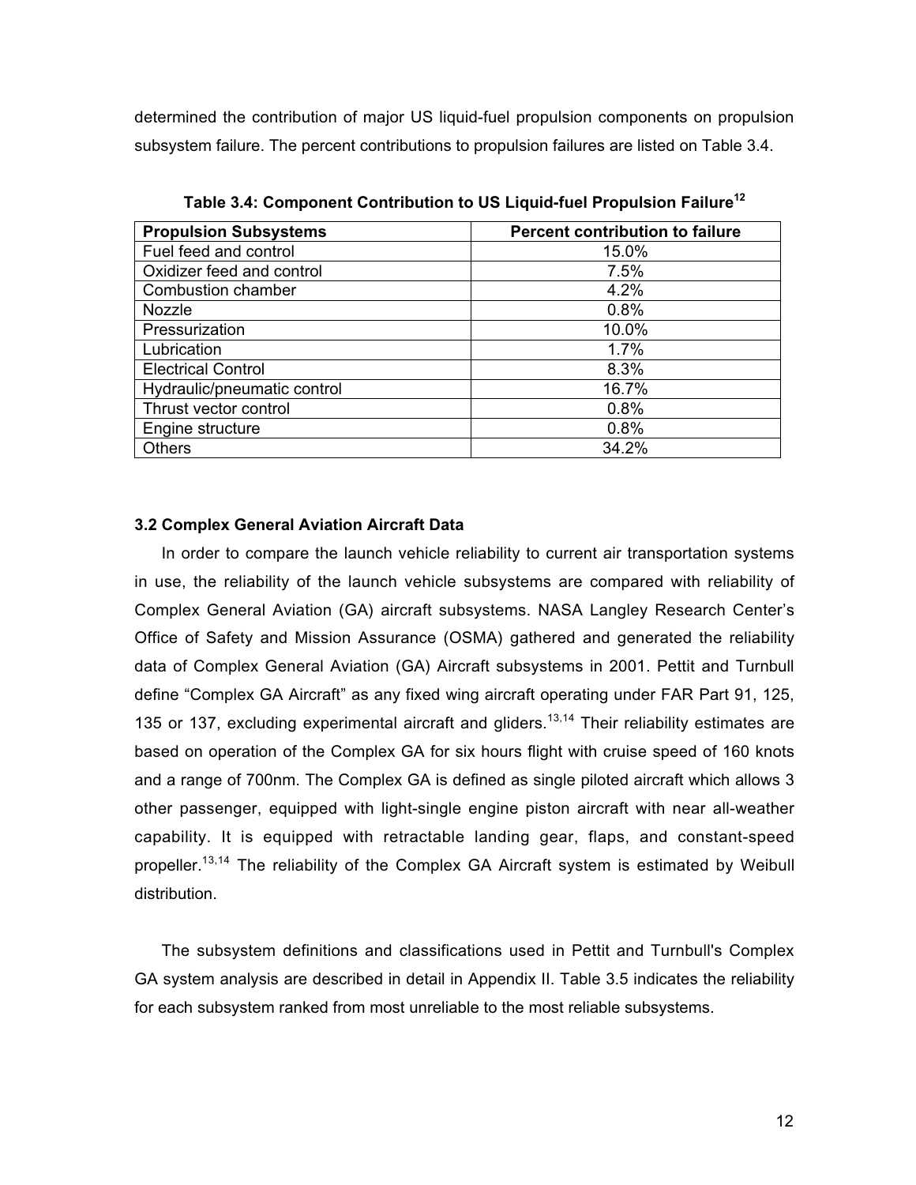determined the contribution of major US liquid-fuel propulsion components on propulsion subsystem failure. The percent contributions to propulsion failures are listed on Table 3.4.

**Table 3.4: Component Contribution to US Liquid-fuel Propulsion Failure[12]**

| Propulsion Subsystems | Percent contribution to failure |
|---|---|
| Fuel feed and control | 15.0% |
| Oxidizer feed and control | 7.5% |
| Combustion chamber | 4.2% |
| Nozzle | 0.8% |
| Pressurization | 10.0% |
| Lubrication | 1.7% |
| Electrical Control | 8.3% |
| Hydraulic/pneumatic control | 16.7% |
| Thrust vector control | 0.8% |
| Engine structure | 0.8% |
| Others | 34.2% |

### 3.2 Complex General Aviation Aircraft Data

In order to compare the launch vehicle reliability to current air transportation systems in use, the reliability of the launch vehicle subsystems are compared with reliability of Complex General Aviation (GA) aircraft subsystems. NASA Langley Research Center's Office of Safety and Mission Assurance (OSMA) gathered and generated the reliability data of Complex General Aviation (GA) Aircraft subsystems in 2001. Pettit and Turnbull define "Complex GA Aircraft" as any fixed wing aircraft operating under FAR Part 91, 125, 135 or 137, excluding experimental aircraft and gliders.[13,14] Their reliability estimates are based on operation of the Complex GA for six hours flight with cruise speed of 160 knots and a range of 700nm. The Complex GA is defined as single piloted aircraft which allows 3 other passenger, equipped with light-single engine piston aircraft with near all-weather capability. It is equipped with retractable landing gear, flaps, and constant-speed propeller.[13,14] The reliability of the Complex GA Aircraft system is estimated by Weibull distribution.

The subsystem definitions and classifications used in Pettit and Turnbull's Complex GA system analysis are described in detail in Appendix II. Table 3.5 indicates the reliability for each subsystem ranked from most unreliable to the most reliable subsystems.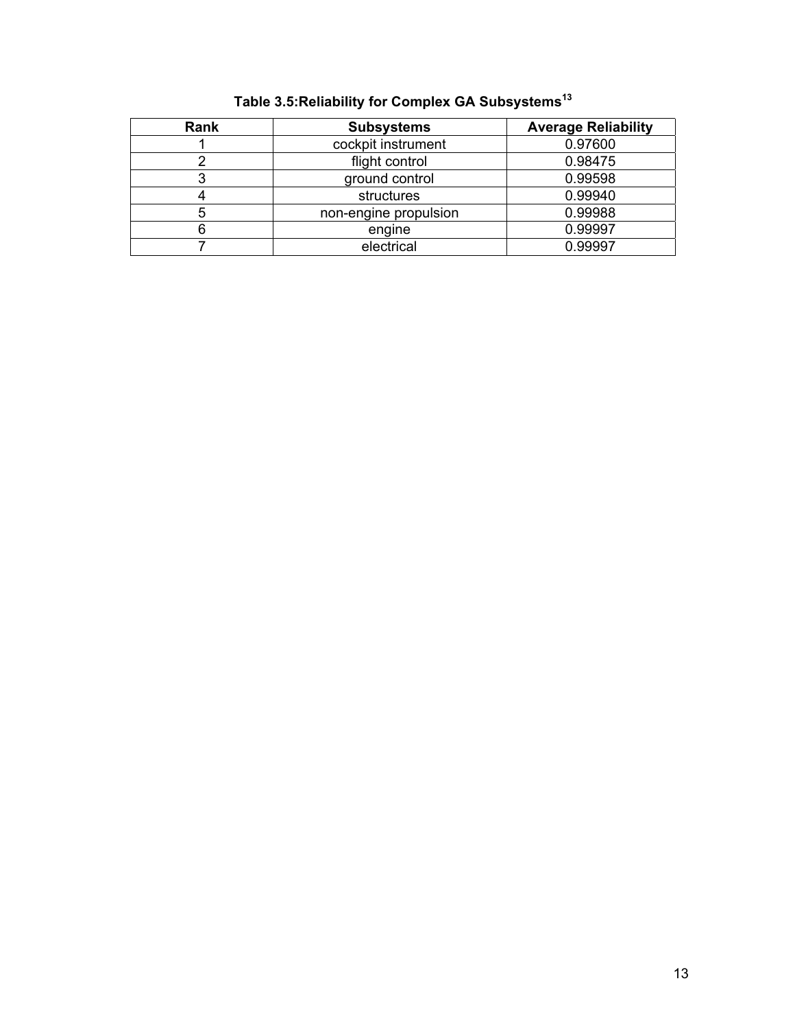**Table 3.5:Reliability for Complex GA Subsystems[13]**

| Rank | Subsystems | Average Reliability |
|---|---|---|
| 1 | cockpit instrument | 0.97600 |
| 2 | flight control | 0.98475 |
| 3 | ground control | 0.99598 |
| 4 | structures | 0.99940 |
| 5 | non-engine propulsion | 0.99988 |
| 6 | engine | 0.99997 |
| 7 | electrical | 0.99997 |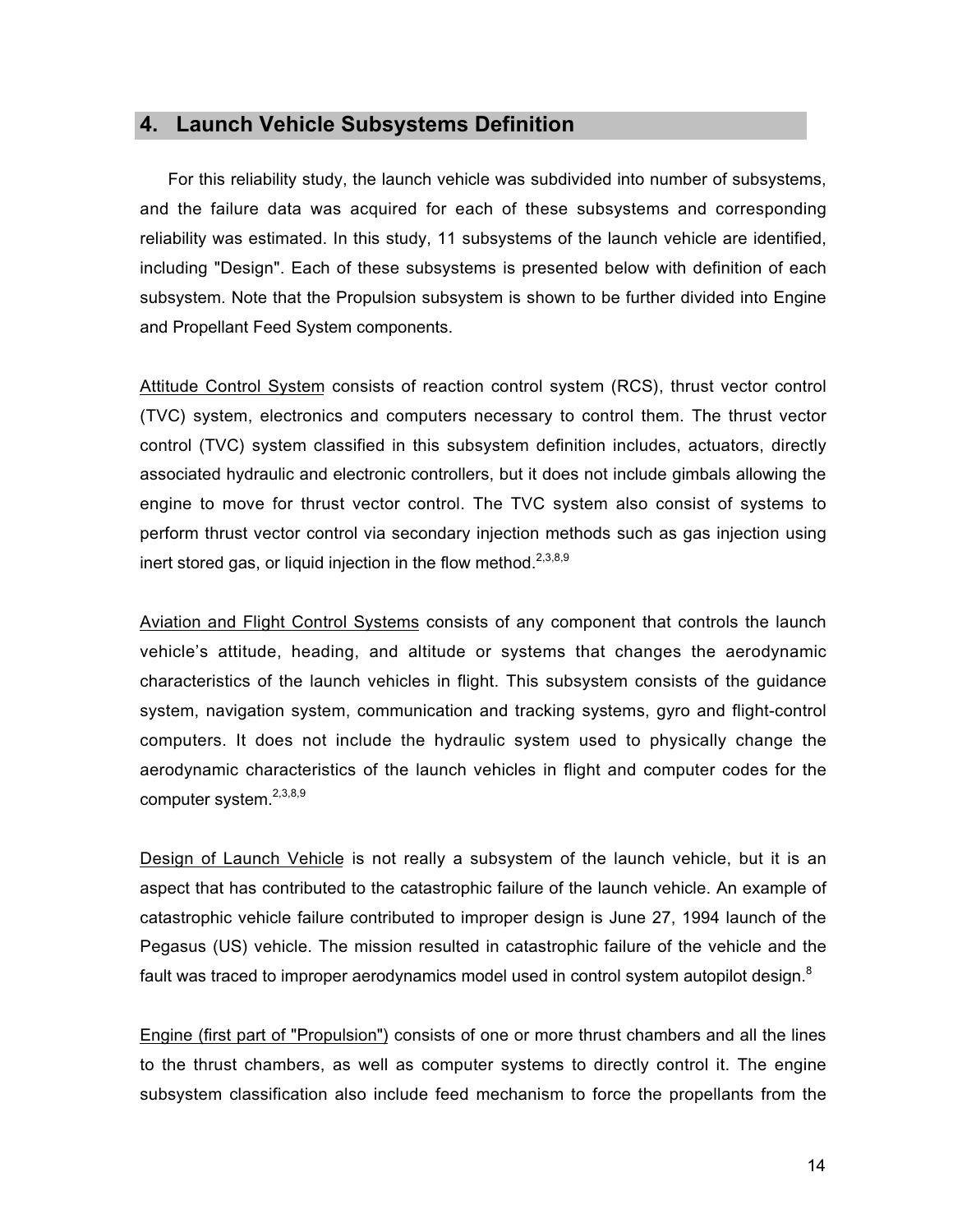## 4. Launch Vehicle Subsystems Definition

For this reliability study, the launch vehicle was subdivided into number of subsystems, and the failure data was acquired for each of these subsystems and corresponding reliability was estimated. In this study, 11 subsystems of the launch vehicle are identified, including "Design". Each of these subsystems is presented below with definition of each subsystem. Note that the Propulsion subsystem is shown to be further divided into Engine and Propellant Feed System components.

Attitude Control System consists of reaction control system (RCS), thrust vector control (TVC) system, electronics and computers necessary to control them. The thrust vector control (TVC) system classified in this subsystem definition includes, actuators, directly associated hydraulic and electronic controllers, but it does not include gimbals allowing the engine to move for thrust vector control. The TVC system also consist of systems to perform thrust vector control via secondary injection methods such as gas injection using inert stored gas, or liquid injection in the flow method.[2,3,8,9]

Aviation and Flight Control Systems consists of any component that controls the launch vehicle's attitude, heading, and altitude or systems that changes the aerodynamic characteristics of the launch vehicles in flight. This subsystem consists of the guidance system, navigation system, communication and tracking systems, gyro and flight-control computers. It does not include the hydraulic system used to physically change the aerodynamic characteristics of the launch vehicles in flight and computer codes for the computer system.[2,3,8,9]

Design of Launch Vehicle is not really a subsystem of the launch vehicle, but it is an aspect that has contributed to the catastrophic failure of the launch vehicle. An example of catastrophic vehicle failure contributed to improper design is June 27, 1994 launch of the Pegasus (US) vehicle. The mission resulted in catastrophic failure of the vehicle and the fault was traced to improper aerodynamics model used in control system autopilot design.[8]

Engine (first part of "Propulsion") consists of one or more thrust chambers and all the lines to the thrust chambers, as well as computer systems to directly control it. The engine subsystem classification also include feed mechanism to force the propellants from the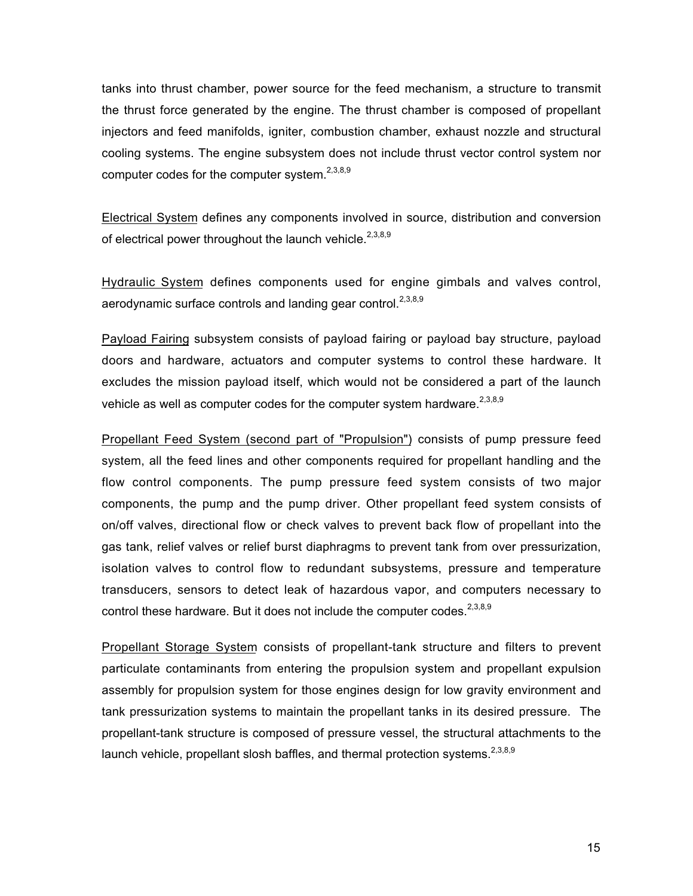tanks into thrust chamber, power source for the feed mechanism, a structure to transmit the thrust force generated by the engine. The thrust chamber is composed of propellant injectors and feed manifolds, igniter, combustion chamber, exhaust nozzle and structural cooling systems. The engine subsystem does not include thrust vector control system nor computer codes for the computer system.[2,3,8,9]

<u>Electrical System</u> defines any components involved in source, distribution and conversion of electrical power throughout the launch vehicle.[2,3,8,9]

<u>Hydraulic System</u> defines components used for engine gimbals and valves control, aerodynamic surface controls and landing gear control.[2,3,8,9]

<u>Payload Fairing</u> subsystem consists of payload fairing or payload bay structure, payload doors and hardware, actuators and computer systems to control these hardware. It excludes the mission payload itself, which would not be considered a part of the launch vehicle as well as computer codes for the computer system hardware.[2,3,8,9]

<u>Propellant Feed System (second part of "Propulsion")</u> consists of pump pressure feed system, all the feed lines and other components required for propellant handling and the flow control components. The pump pressure feed system consists of two major components, the pump and the pump driver. Other propellant feed system consists of on/off valves, directional flow or check valves to prevent back flow of propellant into the gas tank, relief valves or relief burst diaphragms to prevent tank from over pressurization, isolation valves to control flow to redundant subsystems, pressure and temperature transducers, sensors to detect leak of hazardous vapor, and computers necessary to control these hardware. But it does not include the computer codes.[2,3,8,9]

<u>Propellant Storage System</u> consists of propellant-tank structure and filters to prevent particulate contaminants from entering the propulsion system and propellant expulsion assembly for propulsion system for those engines design for low gravity environment and tank pressurization systems to maintain the propellant tanks in its desired pressure. The propellant-tank structure is composed of pressure vessel, the structural attachments to the launch vehicle, propellant slosh baffles, and thermal protection systems.[2,3,8,9]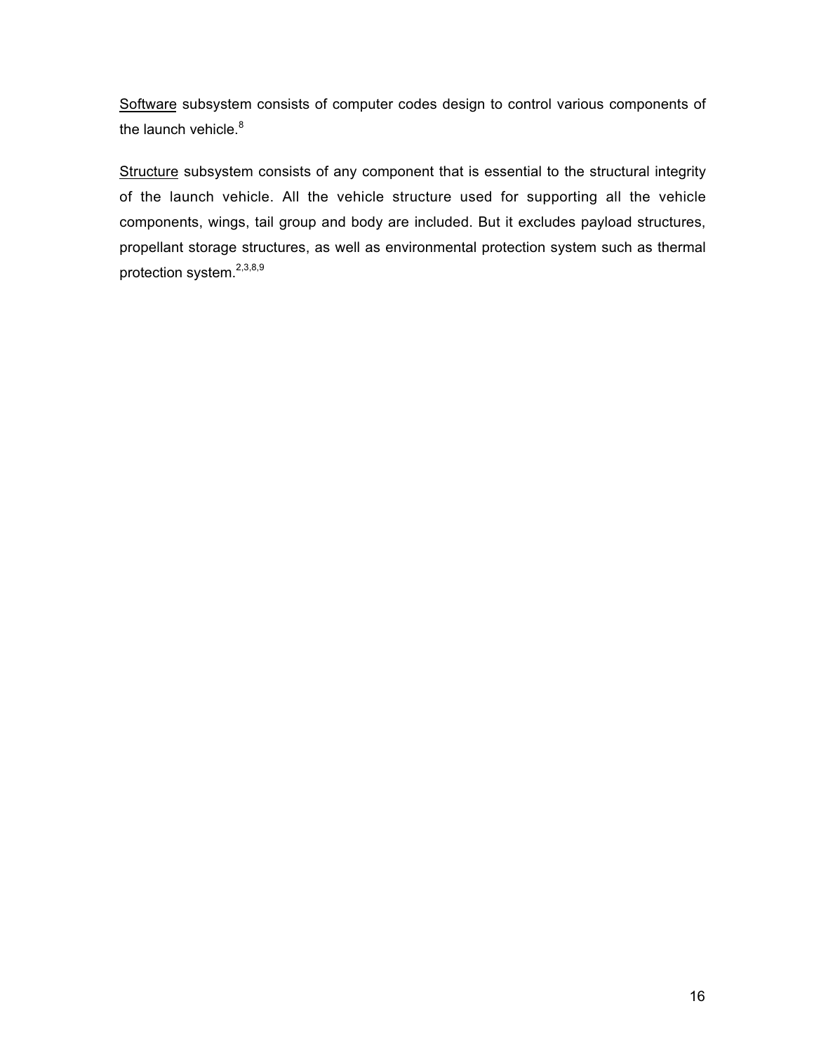Software subsystem consists of computer codes design to control various components of the launch vehicle.[8]

Structure subsystem consists of any component that is essential to the structural integrity of the launch vehicle. All the vehicle structure used for supporting all the vehicle components, wings, tail group and body are included. But it excludes payload structures, propellant storage structures, as well as environmental protection system such as thermal protection system.[2,3,8,9]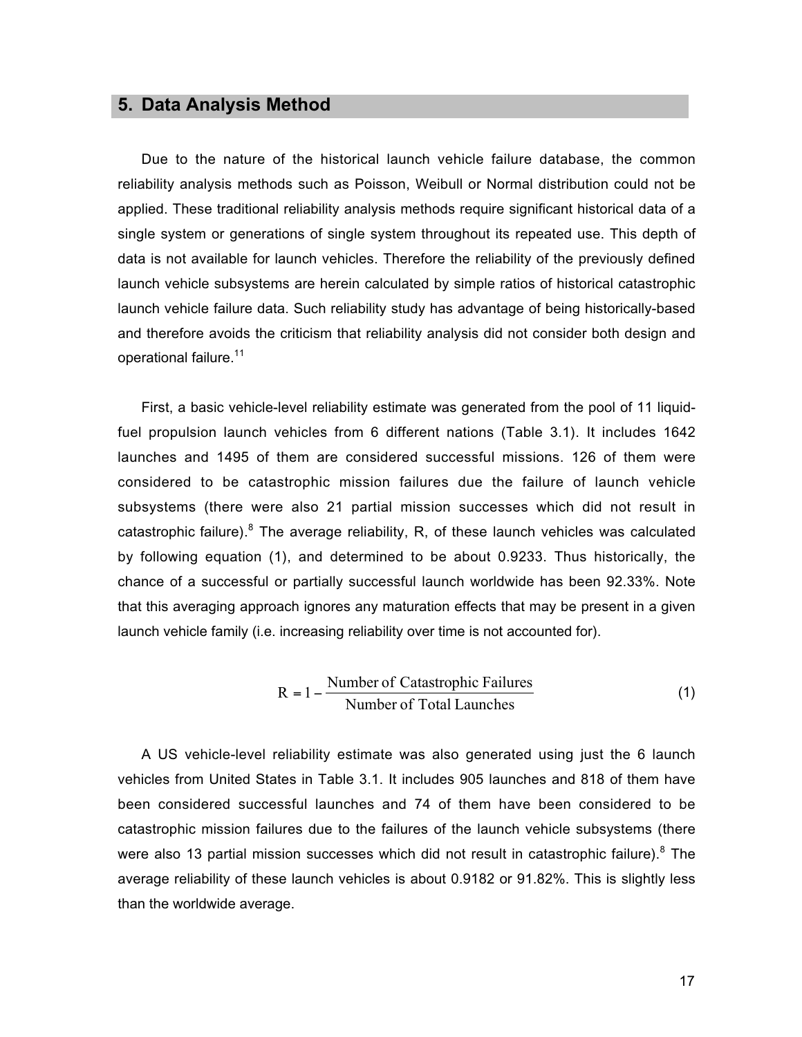## 5. Data Analysis Method

Due to the nature of the historical launch vehicle failure database, the common reliability analysis methods such as Poisson, Weibull or Normal distribution could not be applied. These traditional reliability analysis methods require significant historical data of a single system or generations of single system throughout its repeated use. This depth of data is not available for launch vehicles. Therefore the reliability of the previously defined launch vehicle subsystems are herein calculated by simple ratios of historical catastrophic launch vehicle failure data. Such reliability study has advantage of being historically-based and therefore avoids the criticism that reliability analysis did not consider both design and operational failure.[11]

First, a basic vehicle-level reliability estimate was generated from the pool of 11 liquid-fuel propulsion launch vehicles from 6 different nations (Table 3.1). It includes 1642 launches and 1495 of them are considered successful missions. 126 of them were considered to be catastrophic mission failures due the failure of launch vehicle subsystems (there were also 21 partial mission successes which did not result in catastrophic failure).[8] The average reliability, R, of these launch vehicles was calculated by following equation (1), and determined to be about 0.9233. Thus historically, the chance of a successful or partially successful launch worldwide has been 92.33%. Note that this averaging approach ignores any maturation effects that may be present in a given launch vehicle family (i.e. increasing reliability over time is not accounted for).

$$R = 1 - \frac{\text{Number of Catastrophic Failures}}{\text{Number of Total Launches}} \tag{1}$$

A US vehicle-level reliability estimate was also generated using just the 6 launch vehicles from United States in Table 3.1. It includes 905 launches and 818 of them have been considered successful launches and 74 of them have been considered to be catastrophic mission failures due to the failures of the launch vehicle subsystems (there were also 13 partial mission successes which did not result in catastrophic failure).[8] The average reliability of these launch vehicles is about 0.9182 or 91.82%. This is slightly less than the worldwide average.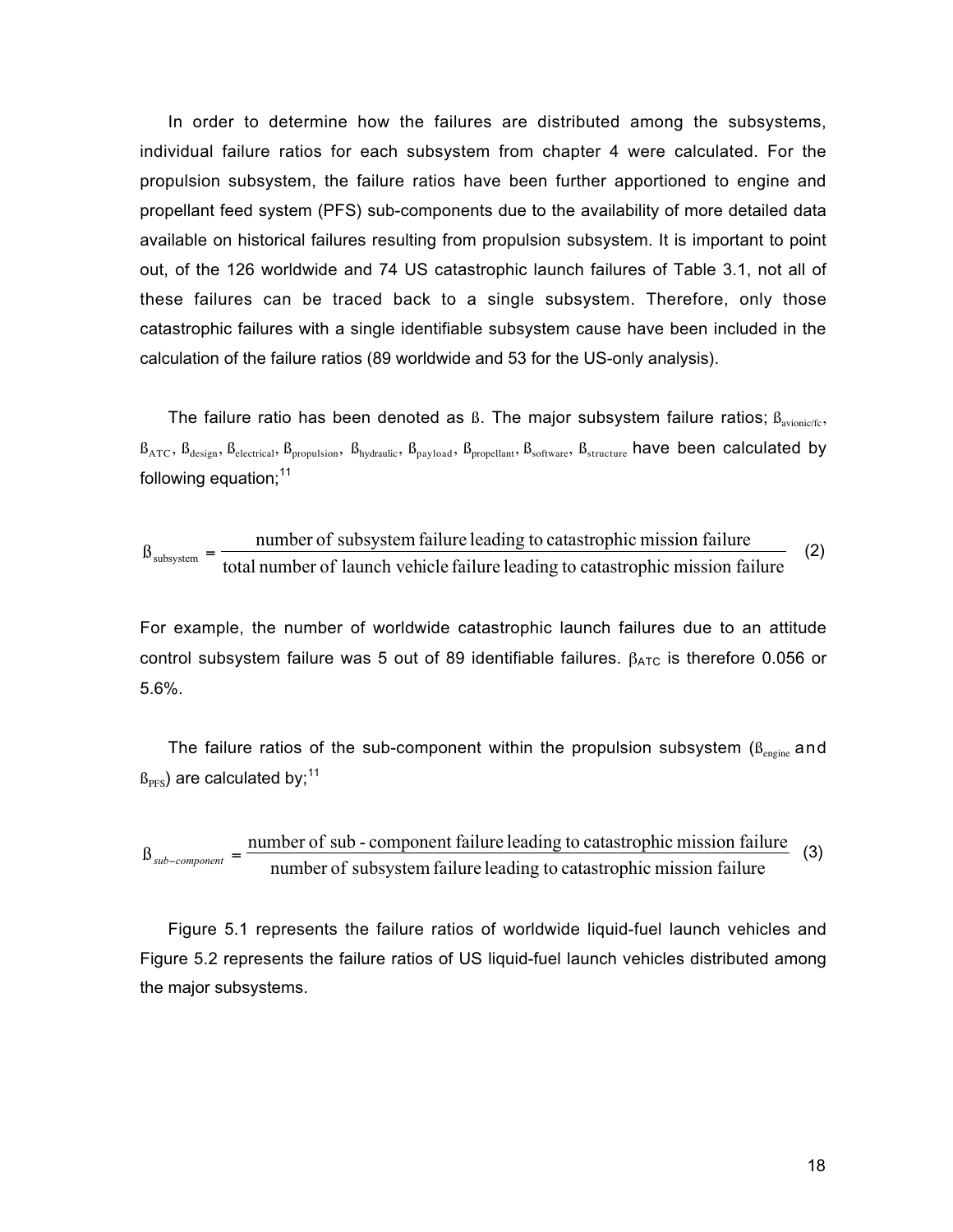In order to determine how the failures are distributed among the subsystems, individual failure ratios for each subsystem from chapter 4 were calculated. For the propulsion subsystem, the failure ratios have been further apportioned to engine and propellant feed system (PFS) sub-components due to the availability of more detailed data available on historical failures resulting from propulsion subsystem. It is important to point out, of the 126 worldwide and 74 US catastrophic launch failures of Table 3.1, not all of these failures can be traced back to a single subsystem. Therefore, only those catastrophic failures with a single identifiable subsystem cause have been included in the calculation of the failure ratios (89 worldwide and 53 for the US-only analysis).

The failure ratio has been denoted as ß. The major subsystem failure ratios; $ß_{avionic/fc}$, $ß_{ATC}$, $ß_{design}$, $ß_{electrical}$, $ß_{propulsion}$, $ß_{hydraulic}$, $ß_{payload}$, $ß_{propellant}$, $ß_{software}$, $ß_{structure}$ have been calculated by following equation;[11]

$$ß_{subsystem} = \frac{\text{number of subsystem failure leading to catastrophic mission failure}}{\text{total number of launch vehicle failure leading to catastrophic mission failure}} \quad (2)$$

For example, the number of worldwide catastrophic launch failures due to an attitude control subsystem failure was 5 out of 89 identifiable failures. $\beta_{ATC}$ is therefore 0.056 or 5.6%.

The failure ratios of the sub-component within the propulsion subsystem ($ß_{engine}$ and $ß_{PFS}$) are calculated by;[11]

$$ß_{sub-component} = \frac{\text{number of sub-component failure leading to catastrophic mission failure}}{\text{number of subsystem failure leading to catastrophic mission failure}} \quad (3)$$

Figure 5.1 represents the failure ratios of worldwide liquid-fuel launch vehicles and Figure 5.2 represents the failure ratios of US liquid-fuel launch vehicles distributed among the major subsystems.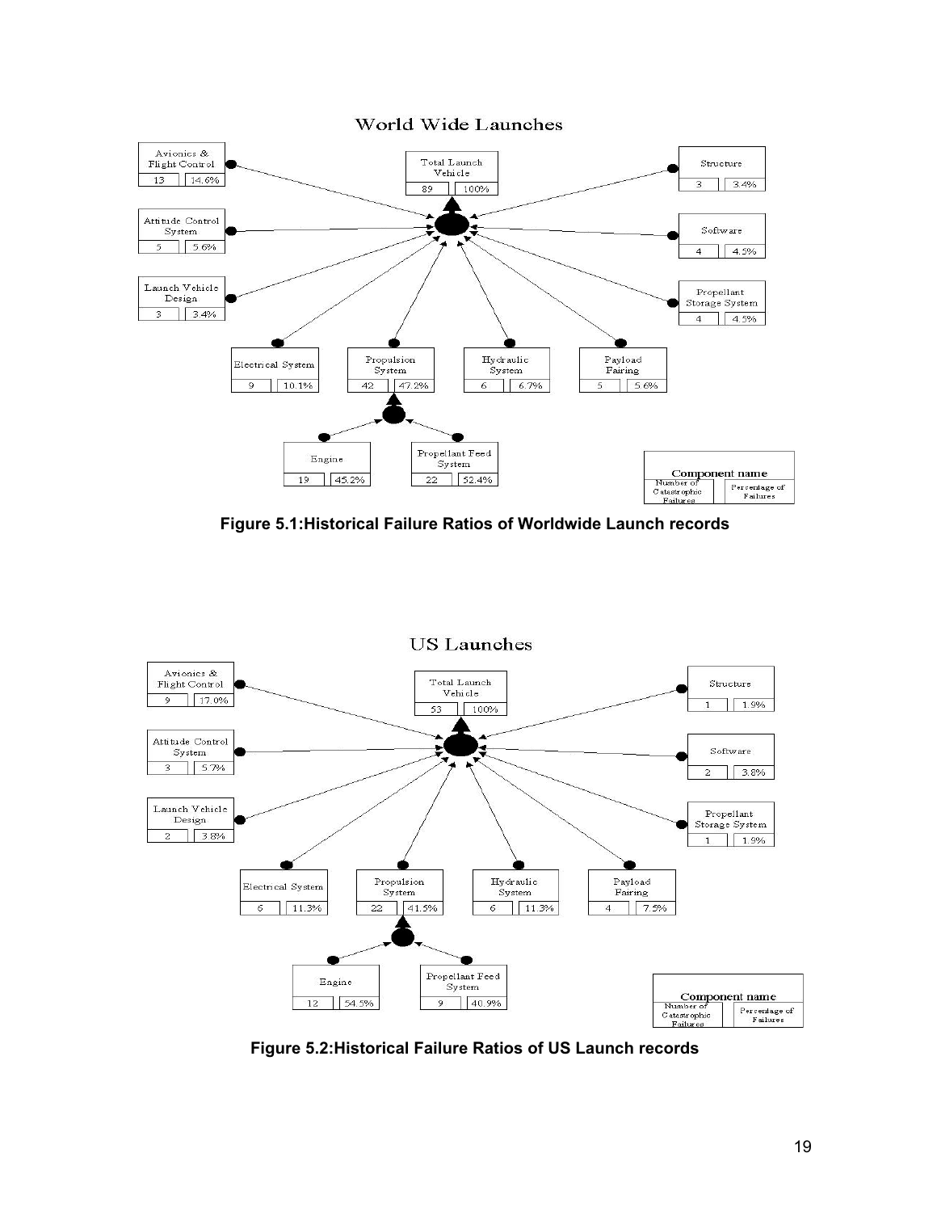World Wide Launches

| Component name | Number of Catastrophic Failures | Percentage of Failures |
|---|---|---|
| Total Launch Vehicle | 89 | 100% |
| Avionics & Flight Control | 13 | 14.6% |
| Attitude Control System | 5 | 5.6% |
| Launch Vehicle Design | 3 | 3.4% |
| Electrical System | 9 | 10.1% |
| Propulsion System | 42 | 47.2% |
| Hydraulic System | 6 | 6.7% |
| Payload Fairing | 5 | 5.6% |
| Structure | 3 | 3.4% |
| Software | 4 | 4.5% |
| Propellant Storage System | 4 | 4.5% |
| Engine (Propulsion System) | 19 | 45.2% |
| Propellant Feed System (Propulsion System) | 22 | 52.4% |

**Figure 5.1:Historical Failure Ratios of Worldwide Launch records**

US Launches

| Component name | Number of Catastrophic Failures | Percentage of Failures |
|---|---|---|
| Total Launch Vehicle | 53 | 100% |
| Avionics & Flight Control | 9 | 17.0% |
| Attitude Control System | 3 | 5.7% |
| Launch Vehicle Design | 2 | 3.8% |
| Electrical System | 6 | 11.3% |
| Propulsion System | 22 | 41.5% |
| Hydraulic System | 6 | 11.3% |
| Payload Fairing | 4 | 7.5% |
| Structure | 1 | 1.9% |
| Software | 2 | 3.8% |
| Propellant Storage System | 1 | 1.9% |
| Engine (Propulsion System) | 12 | 54.5% |
| Propellant Feed System (Propulsion System) | 9 | 40.9% |

**Figure 5.2:Historical Failure Ratios of US Launch records**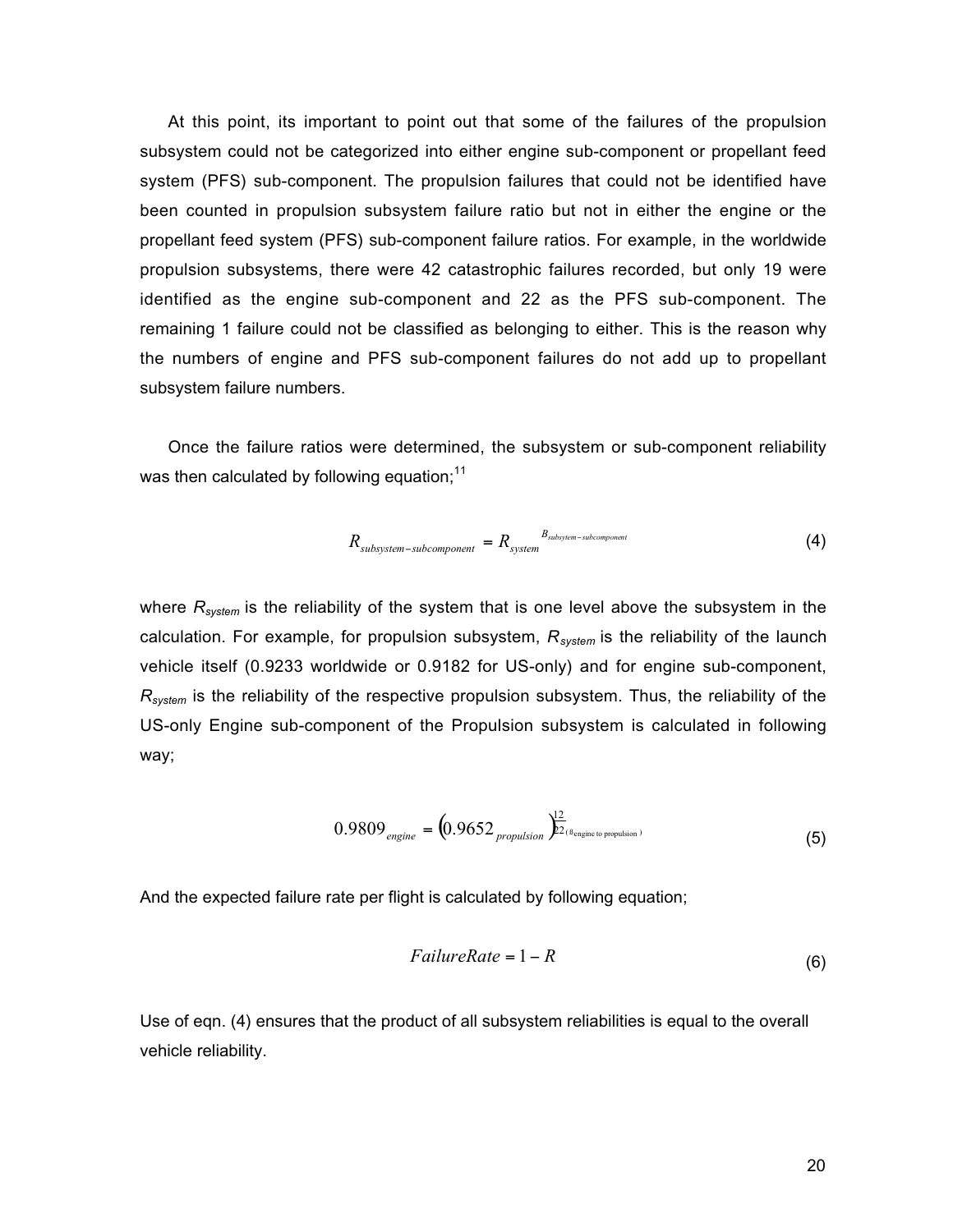At this point, its important to point out that some of the failures of the propulsion subsystem could not be categorized into either engine sub-component or propellant feed system (PFS) sub-component. The propulsion failures that could not be identified have been counted in propulsion subsystem failure ratio but not in either the engine or the propellant feed system (PFS) sub-component failure ratios. For example, in the worldwide propulsion subsystems, there were 42 catastrophic failures recorded, but only 19 were identified as the engine sub-component and 22 as the PFS sub-component. The remaining 1 failure could not be classified as belonging to either. This is the reason why the numbers of engine and PFS sub-component failures do not add up to propellant subsystem failure numbers.

Once the failure ratios were determined, the subsystem or sub-component reliability was then calculated by following equation;[11]

$$R_{subsystem-subcomponent} = R_{system}^{\ B_{subsytem-subcomponent}} \tag{4}$$

where $R_{system}$ is the reliability of the system that is one level above the subsystem in the calculation. For example, for propulsion subsystem, $R_{system}$ is the reliability of the launch vehicle itself (0.9233 worldwide or 0.9182 for US-only) and for engine sub-component, $R_{system}$ is the reliability of the respective propulsion subsystem. Thus, the reliability of the US-only Engine sub-component of the Propulsion subsystem is calculated in following way;

$$0.9809_{engine} = \left(0.9652_{propulsion}\right)^{\frac{12}{22}(B_{\text{engine to propulsion}})} \tag{5}$$

And the expected failure rate per flight is calculated by following equation;

$$FailureRate = 1 - R \tag{6}$$

Use of eqn. (4) ensures that the product of all subsystem reliabilities is equal to the overall vehicle reliability.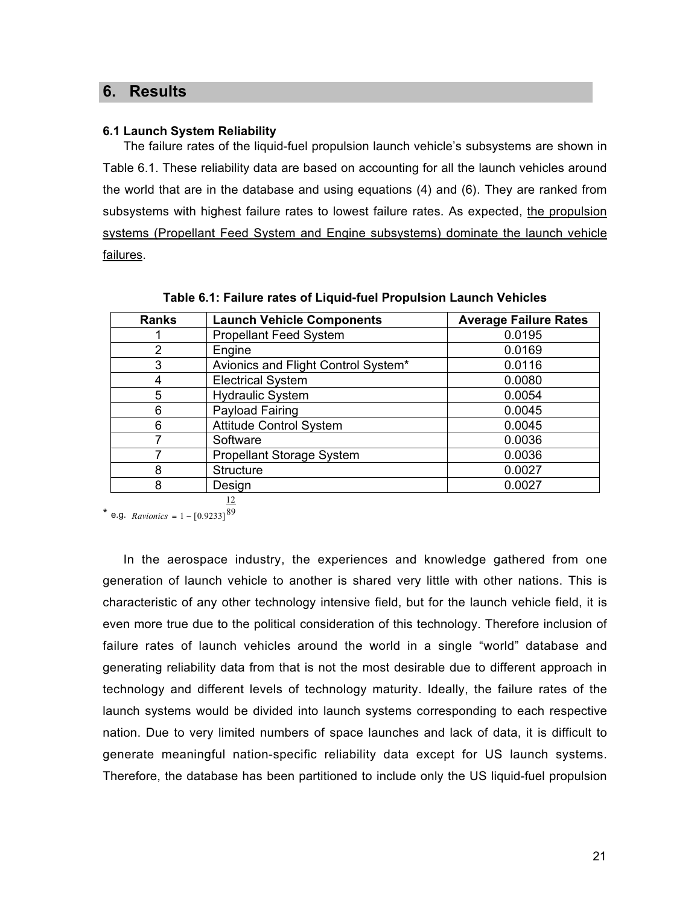## 6. Results

### 6.1 Launch System Reliability

The failure rates of the liquid-fuel propulsion launch vehicle's subsystems are shown in Table 6.1. These reliability data are based on accounting for all the launch vehicles around the world that are in the database and using equations (4) and (6). They are ranked from subsystems with highest failure rates to lowest failure rates. As expected, <u>the propulsion systems (Propellant Feed System and Engine subsystems) dominate the launch vehicle failures</u>.

**Table 6.1: Failure rates of Liquid-fuel Propulsion Launch Vehicles**

| Ranks | Launch Vehicle Components | Average Failure Rates |
|---|---|---|
| 1 | Propellant Feed System | 0.0195 |
| 2 | Engine | 0.0169 |
| 3 | Avionics and Flight Control System* | 0.0116 |
| 4 | Electrical System | 0.0080 |
| 5 | Hydraulic System | 0.0054 |
| 6 | Payload Fairing | 0.0045 |
| 6 | Attitude Control System | 0.0045 |
| 7 | Software | 0.0036 |
| 7 | Propellant Storage System | 0.0036 |
| 8 | Structure | 0.0027 |
| 8 | Design | 0.0027 |

\* e.g. $R_{avionics} = 1 - [0.9233]^{\frac{12}{89}}$

In the aerospace industry, the experiences and knowledge gathered from one generation of launch vehicle to another is shared very little with other nations. This is characteristic of any other technology intensive field, but for the launch vehicle field, it is even more true due to the political consideration of this technology. Therefore inclusion of failure rates of launch vehicles around the world in a single "world" database and generating reliability data from that is not the most desirable due to different approach in technology and different levels of technology maturity. Ideally, the failure rates of the launch systems would be divided into launch systems corresponding to each respective nation. Due to very limited numbers of space launches and lack of data, it is difficult to generate meaningful nation-specific reliability data except for US launch systems. Therefore, the database has been partitioned to include only the US liquid-fuel propulsion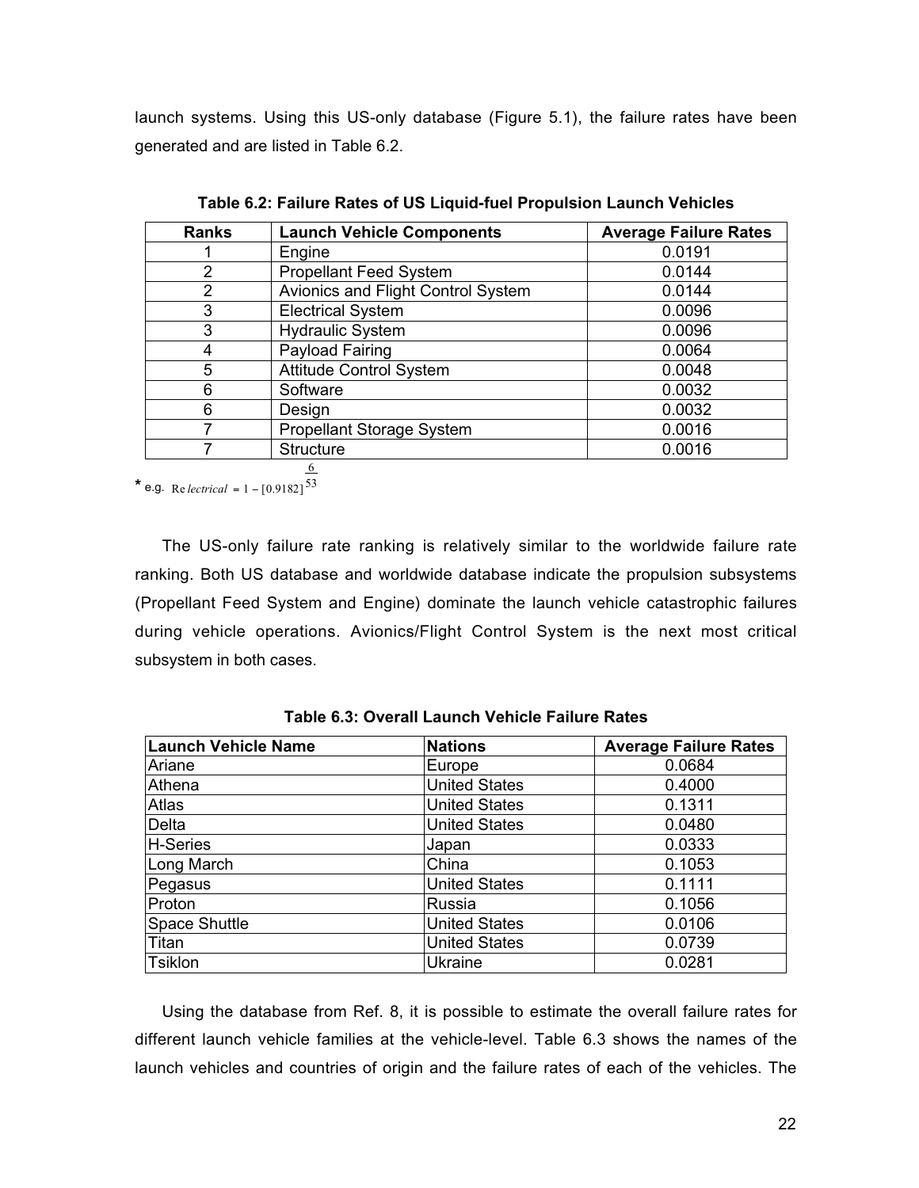launch systems. Using this US-only database (Figure 5.1), the failure rates have been generated and are listed in Table 6.2.

**Table 6.2: Failure Rates of US Liquid-fuel Propulsion Launch Vehicles**

| Ranks | Launch Vehicle Components | Average Failure Rates |
|---|---|---|
| 1 | Engine | 0.0191 |
| 2 | Propellant Feed System | 0.0144 |
| 2 | Avionics and Flight Control System | 0.0144 |
| 3 | Electrical System | 0.0096 |
| 3 | Hydraulic System | 0.0096 |
| 4 | Payload Fairing | 0.0064 |
| 5 | Attitude Control System | 0.0048 |
| 6 | Software | 0.0032 |
| 6 | Design | 0.0032 |
| 7 | Propellant Storage System | 0.0016 |
| 7 | Structure | 0.0016 |

* e.g. $R_{electrical} = 1 - [0.9182]^{\frac{6}{53}}$

The US-only failure rate ranking is relatively similar to the worldwide failure rate ranking. Both US database and worldwide database indicate the propulsion subsystems (Propellant Feed System and Engine) dominate the launch vehicle catastrophic failures during vehicle operations. Avionics/Flight Control System is the next most critical subsystem in both cases.

**Table 6.3: Overall Launch Vehicle Failure Rates**

| Launch Vehicle Name | Nations | Average Failure Rates |
|---|---|---|
| Ariane | Europe | 0.0684 |
| Athena | United States | 0.4000 |
| Atlas | United States | 0.1311 |
| Delta | United States | 0.0480 |
| H-Series | Japan | 0.0333 |
| Long March | China | 0.1053 |
| Pegasus | United States | 0.1111 |
| Proton | Russia | 0.1056 |
| Space Shuttle | United States | 0.0106 |
| Titan | United States | 0.0739 |
| Tsiklon | Ukraine | 0.0281 |

Using the database from Ref. 8, it is possible to estimate the overall failure rates for different launch vehicle families at the vehicle-level. Table 6.3 shows the names of the launch vehicles and countries of origin and the failure rates of each of the vehicles. The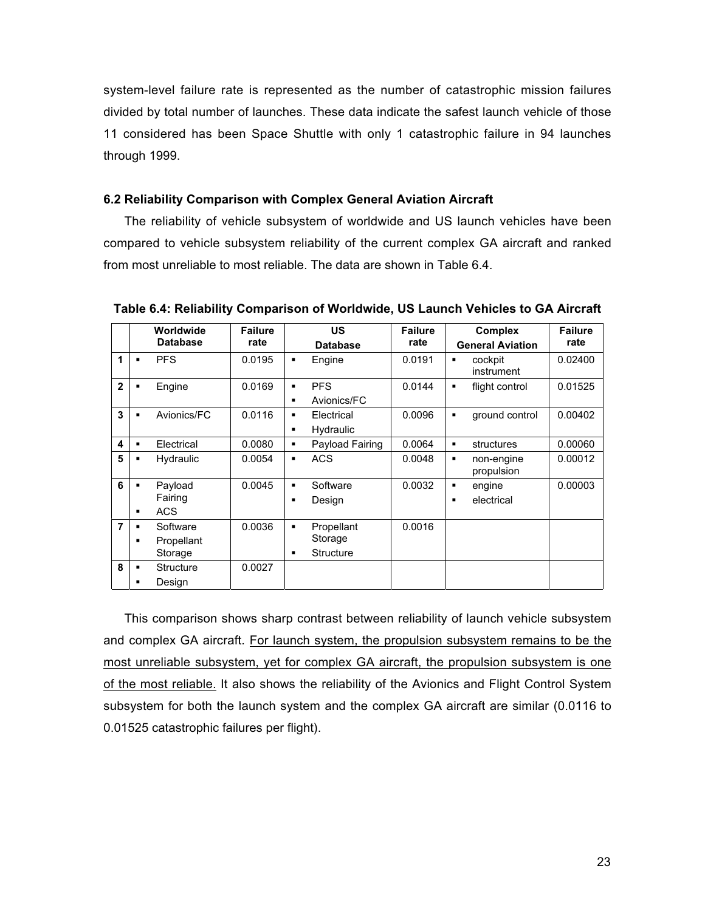system-level failure rate is represented as the number of catastrophic mission failures divided by total number of launches. These data indicate the safest launch vehicle of those 11 considered has been Space Shuttle with only 1 catastrophic failure in 94 launches through 1999.

### 6.2 Reliability Comparison with Complex General Aviation Aircraft

The reliability of vehicle subsystem of worldwide and US launch vehicles have been compared to vehicle subsystem reliability of the current complex GA aircraft and ranked from most unreliable to most reliable. The data are shown in Table 6.4.

**Table 6.4: Reliability Comparison of Worldwide, US Launch Vehicles to GA Aircraft**

| | Worldwide Database | Failure rate | US Database | Failure rate | Complex General Aviation | Failure rate |
|---|---|---|---|---|---|---|
| 1 | ▪ PFS | 0.0195 | ▪ Engine | 0.0191 | ▪ cockpit instrument | 0.02400 |
| 2 | ▪ Engine | 0.0169 | ▪ PFS<br>▪ Avionics/FC | 0.0144 | ▪ flight control | 0.01525 |
| 3 | ▪ Avionics/FC | 0.0116 | ▪ Electrical<br>▪ Hydraulic | 0.0096 | ▪ ground control | 0.00402 |
| 4 | ▪ Electrical | 0.0080 | ▪ Payload Fairing | 0.0064 | ▪ structures | 0.00060 |
| 5 | ▪ Hydraulic | 0.0054 | ▪ ACS | 0.0048 | ▪ non-engine propulsion | 0.00012 |
| 6 | ▪ Payload Fairing<br>▪ ACS | 0.0045 | ▪ Software<br>▪ Design | 0.0032 | ▪ engine<br>▪ electrical | 0.00003 |
| 7 | ▪ Software<br>▪ Propellant Storage | 0.0036 | ▪ Propellant Storage<br>▪ Structure | 0.0016 | | |
| 8 | ▪ Structure<br>▪ Design | 0.0027 | | | | |

This comparison shows sharp contrast between reliability of launch vehicle subsystem and complex GA aircraft. For launch system, the propulsion subsystem remains to be the most unreliable subsystem, yet for complex GA aircraft, the propulsion subsystem is one of the most reliable. It also shows the reliability of the Avionics and Flight Control System subsystem for both the launch system and the complex GA aircraft are similar (0.0116 to 0.01525 catastrophic failures per flight).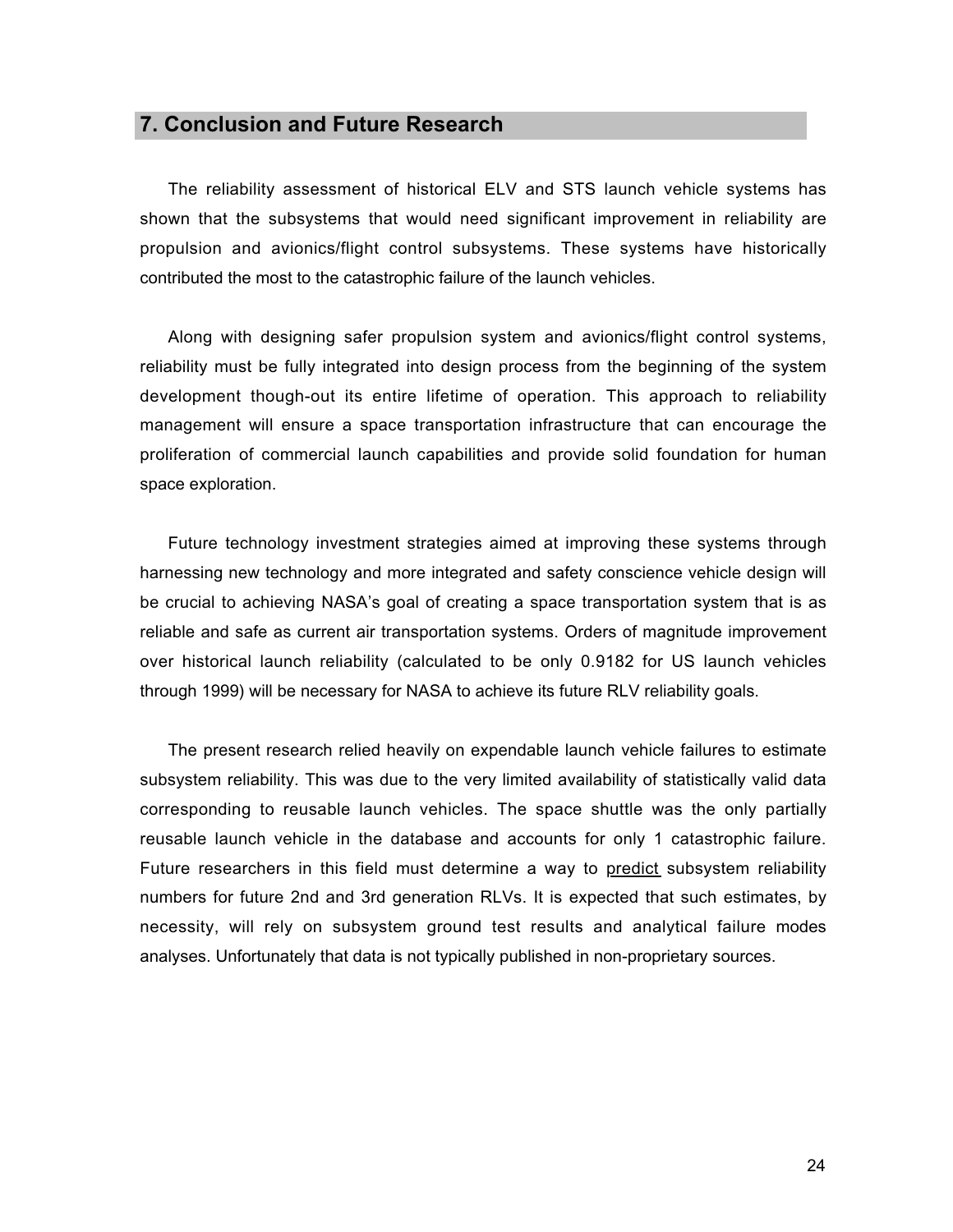## 7. Conclusion and Future Research

The reliability assessment of historical ELV and STS launch vehicle systems has shown that the subsystems that would need significant improvement in reliability are propulsion and avionics/flight control subsystems. These systems have historically contributed the most to the catastrophic failure of the launch vehicles.

Along with designing safer propulsion system and avionics/flight control systems, reliability must be fully integrated into design process from the beginning of the system development though-out its entire lifetime of operation. This approach to reliability management will ensure a space transportation infrastructure that can encourage the proliferation of commercial launch capabilities and provide solid foundation for human space exploration.

Future technology investment strategies aimed at improving these systems through harnessing new technology and more integrated and safety conscience vehicle design will be crucial to achieving NASA's goal of creating a space transportation system that is as reliable and safe as current air transportation systems. Orders of magnitude improvement over historical launch reliability (calculated to be only 0.9182 for US launch vehicles through 1999) will be necessary for NASA to achieve its future RLV reliability goals.

The present research relied heavily on expendable launch vehicle failures to estimate subsystem reliability. This was due to the very limited availability of statistically valid data corresponding to reusable launch vehicles. The space shuttle was the only partially reusable launch vehicle in the database and accounts for only 1 catastrophic failure. Future researchers in this field must determine a way to <u>predict</u> subsystem reliability numbers for future 2nd and 3rd generation RLVs. It is expected that such estimates, by necessity, will rely on subsystem ground test results and analytical failure modes analyses. Unfortunately that data is not typically published in non-proprietary sources.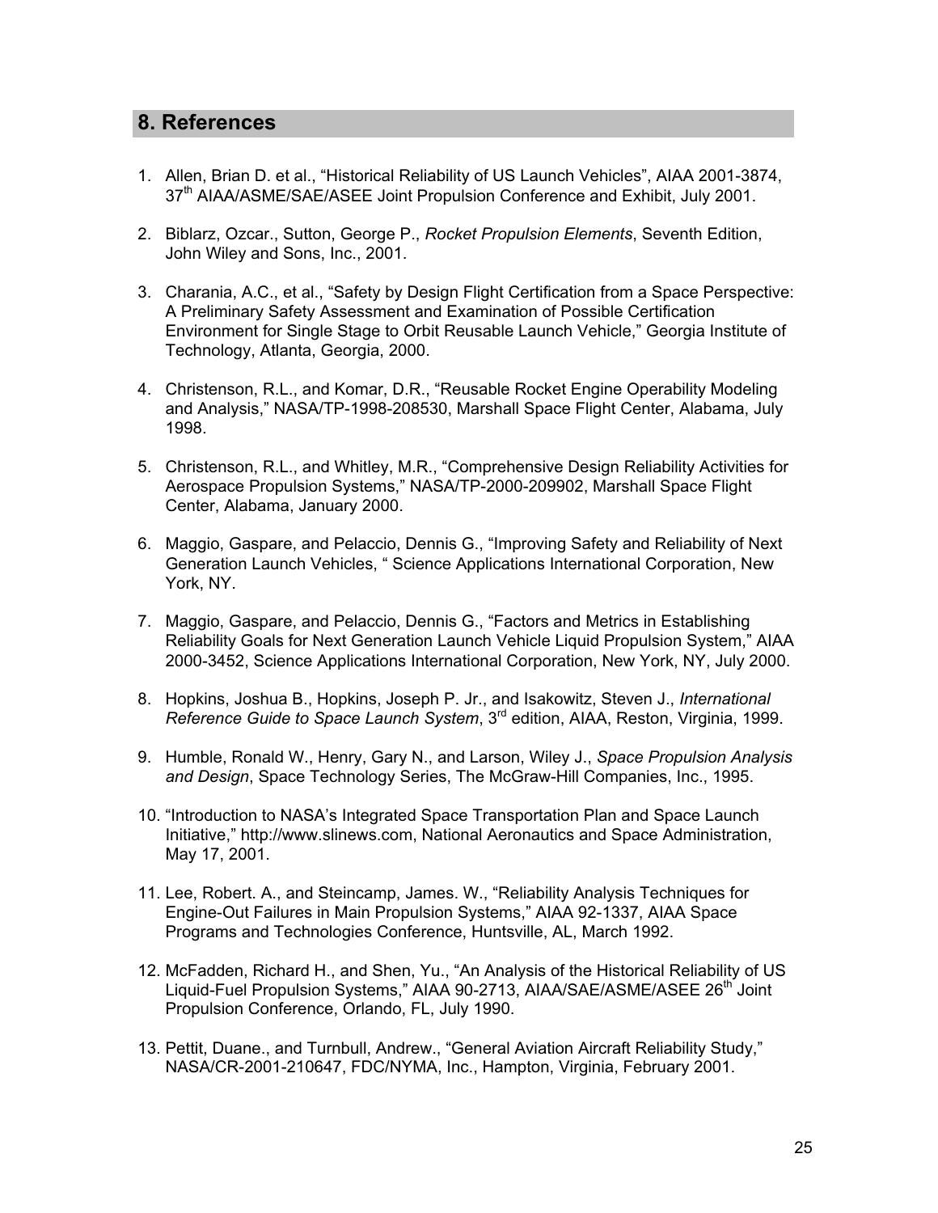## 8. References

1. Allen, Brian D. et al., "Historical Reliability of US Launch Vehicles", AIAA 2001-3874, 37th AIAA/ASME/SAE/ASEE Joint Propulsion Conference and Exhibit, July 2001.

2. Biblarz, Ozcar., Sutton, George P., *Rocket Propulsion Elements*, Seventh Edition, John Wiley and Sons, Inc., 2001.

3. Charania, A.C., et al., "Safety by Design Flight Certification from a Space Perspective: A Preliminary Safety Assessment and Examination of Possible Certification Environment for Single Stage to Orbit Reusable Launch Vehicle," Georgia Institute of Technology, Atlanta, Georgia, 2000.

4. Christenson, R.L., and Komar, D.R., "Reusable Rocket Engine Operability Modeling and Analysis," NASA/TP-1998-208530, Marshall Space Flight Center, Alabama, July 1998.

5. Christenson, R.L., and Whitley, M.R., "Comprehensive Design Reliability Activities for Aerospace Propulsion Systems," NASA/TP-2000-209902, Marshall Space Flight Center, Alabama, January 2000.

6. Maggio, Gaspare, and Pelaccio, Dennis G., "Improving Safety and Reliability of Next Generation Launch Vehicles, " Science Applications International Corporation, New York, NY.

7. Maggio, Gaspare, and Pelaccio, Dennis G., "Factors and Metrics in Establishing Reliability Goals for Next Generation Launch Vehicle Liquid Propulsion System," AIAA 2000-3452, Science Applications International Corporation, New York, NY, July 2000.

8. Hopkins, Joshua B., Hopkins, Joseph P. Jr., and Isakowitz, Steven J., *International Reference Guide to Space Launch System*, 3rd edition, AIAA, Reston, Virginia, 1999.

9. Humble, Ronald W., Henry, Gary N., and Larson, Wiley J., *Space Propulsion Analysis and Design*, Space Technology Series, The McGraw-Hill Companies, Inc., 1995.

10. "Introduction to NASA's Integrated Space Transportation Plan and Space Launch Initiative," http://www.slinews.com, National Aeronautics and Space Administration, May 17, 2001.

11. Lee, Robert. A., and Steincamp, James. W., "Reliability Analysis Techniques for Engine-Out Failures in Main Propulsion Systems," AIAA 92-1337, AIAA Space Programs and Technologies Conference, Huntsville, AL, March 1992.

12. McFadden, Richard H., and Shen, Yu., "An Analysis of the Historical Reliability of US Liquid-Fuel Propulsion Systems," AIAA 90-2713, AIAA/SAE/ASME/ASEE 26th Joint Propulsion Conference, Orlando, FL, July 1990.

13. Pettit, Duane., and Turnbull, Andrew., "General Aviation Aircraft Reliability Study," NASA/CR-2001-210647, FDC/NYMA, Inc., Hampton, Virginia, February 2001.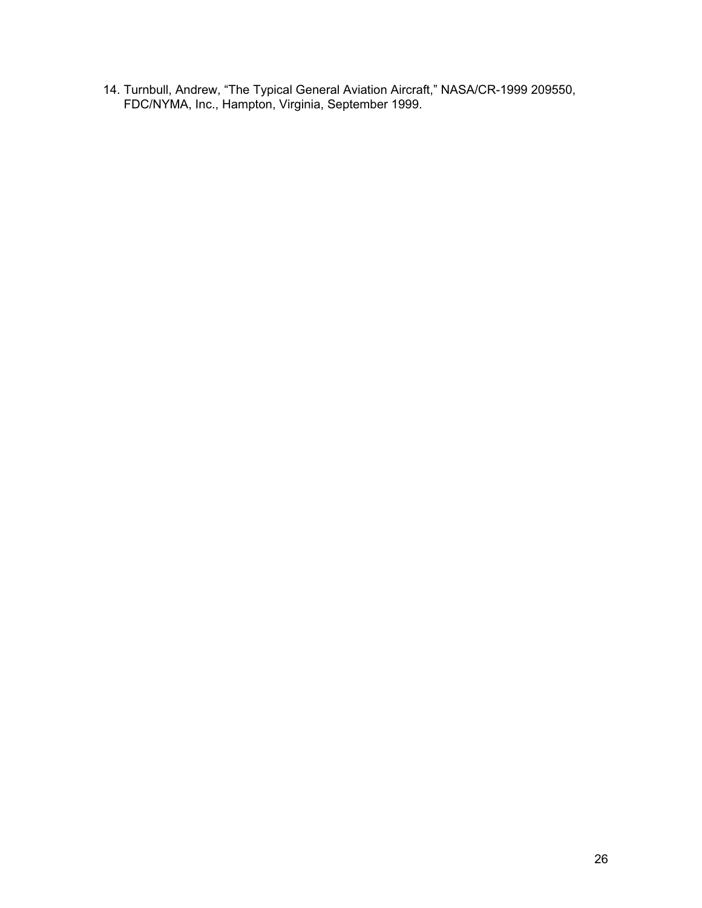14. Turnbull, Andrew, "The Typical General Aviation Aircraft," NASA/CR-1999 209550, FDC/NYMA, Inc., Hampton, Virginia, September 1999.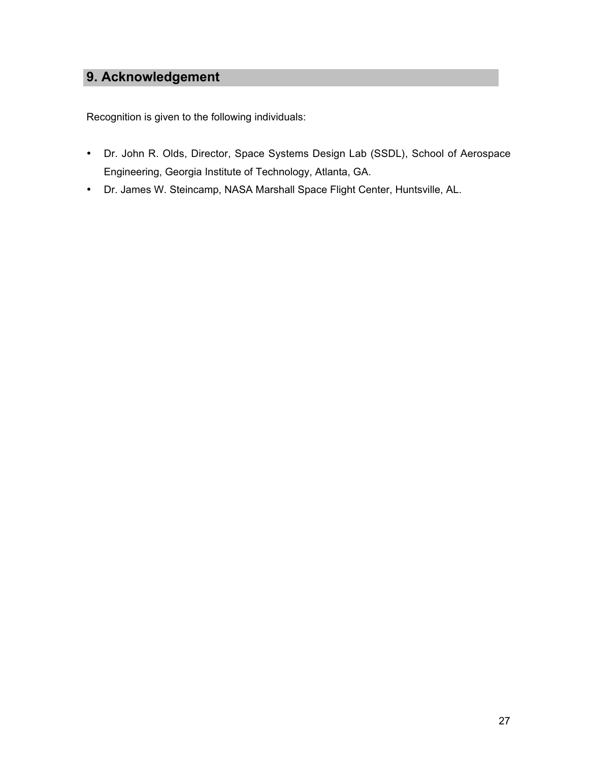## 9. Acknowledgement

Recognition is given to the following individuals:

- Dr. John R. Olds, Director, Space Systems Design Lab (SSDL), School of Aerospace Engineering, Georgia Institute of Technology, Atlanta, GA.
- Dr. James W. Steincamp, NASA Marshall Space Flight Center, Huntsville, AL.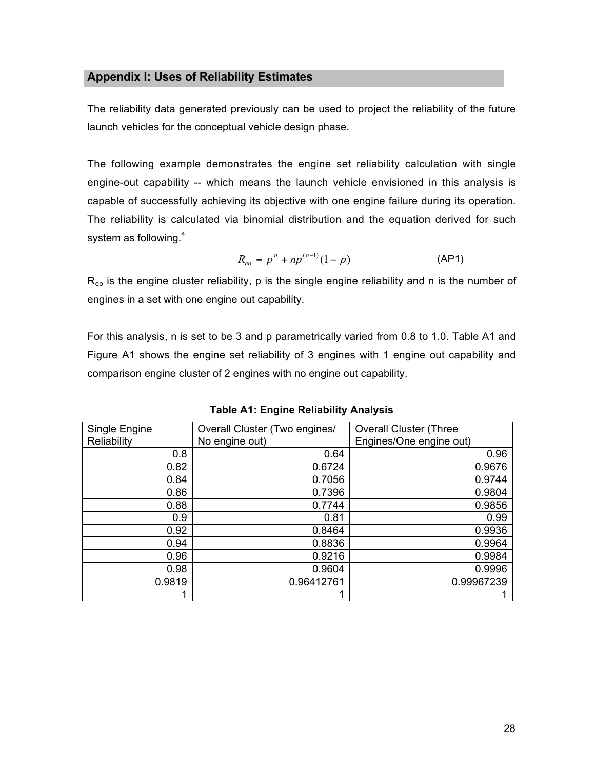## Appendix I: Uses of Reliability Estimates

The reliability data generated previously can be used to project the reliability of the future launch vehicles for the conceptual vehicle design phase.

The following example demonstrates the engine set reliability calculation with single engine-out capability -- which means the launch vehicle envisioned in this analysis is capable of successfully achieving its objective with one engine failure during its operation. The reliability is calculated via binomial distribution and the equation derived for such system as following.[4]

$$R_{eo} = p^n + np^{(n-1)}(1-p) \qquad \text{(AP1)}$$

$R_{eo}$ is the engine cluster reliability, p is the single engine reliability and n is the number of engines in a set with one engine out capability.

For this analysis, n is set to be 3 and p parametrically varied from 0.8 to 1.0. Table A1 and Figure A1 shows the engine set reliability of 3 engines with 1 engine out capability and comparison engine cluster of 2 engines with no engine out capability.

**Table A1: Engine Reliability Analysis**

| Single Engine Reliability | Overall Cluster (Two engines/ No engine out) | Overall Cluster (Three Engines/One engine out) |
|---:|---:|---:|
| 0.8 | 0.64 | 0.96 |
| 0.82 | 0.6724 | 0.9676 |
| 0.84 | 0.7056 | 0.9744 |
| 0.86 | 0.7396 | 0.9804 |
| 0.88 | 0.7744 | 0.9856 |
| 0.9 | 0.81 | 0.99 |
| 0.92 | 0.8464 | 0.9936 |
| 0.94 | 0.8836 | 0.9964 |
| 0.96 | 0.9216 | 0.9984 |
| 0.98 | 0.9604 | 0.9996 |
| 0.9819 | 0.96412761 | 0.99967239 |
| 1 | 1 | 1 |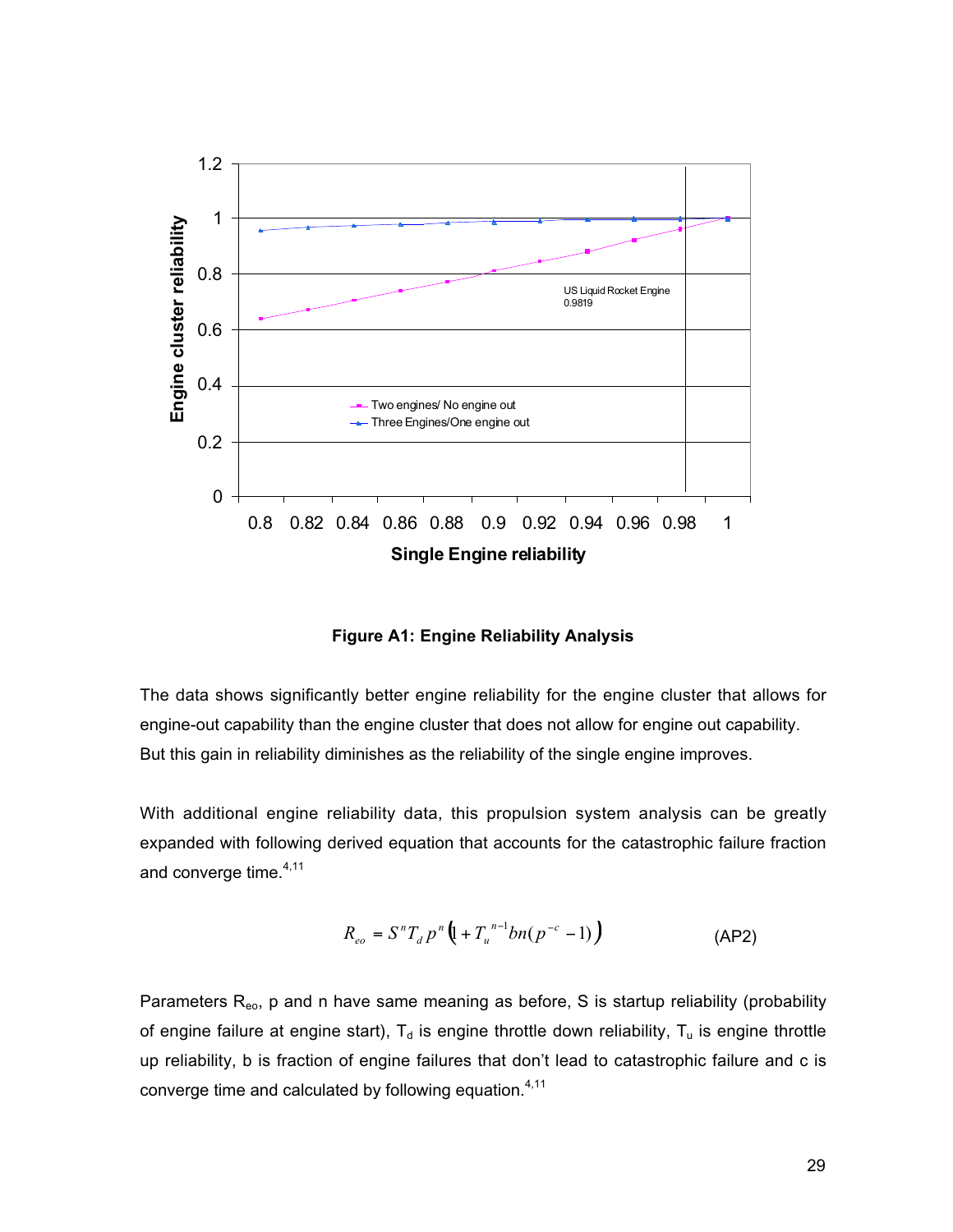**Figure A1: Engine Reliability Analysis**

The data shows significantly better engine reliability for the engine cluster that allows for engine-out capability than the engine cluster that does not allow for engine out capability. But this gain in reliability diminishes as the reliability of the single engine improves.

With additional engine reliability data, this propulsion system analysis can be greatly expanded with following derived equation that accounts for the catastrophic failure fraction and converge time.[4,11]

$$R_{eo} = S^n T_d p^n \left(1 + T_u^{\,n-1} bn(p^{-c} - 1)\right) \qquad \text{(AP2)}$$

Parameters $R_{eo}$, p and n have same meaning as before, S is startup reliability (probability of engine failure at engine start), $T_d$ is engine throttle down reliability, $T_u$ is engine throttle up reliability, b is fraction of engine failures that don't lead to catastrophic failure and c is converge time and calculated by following equation.[4,11]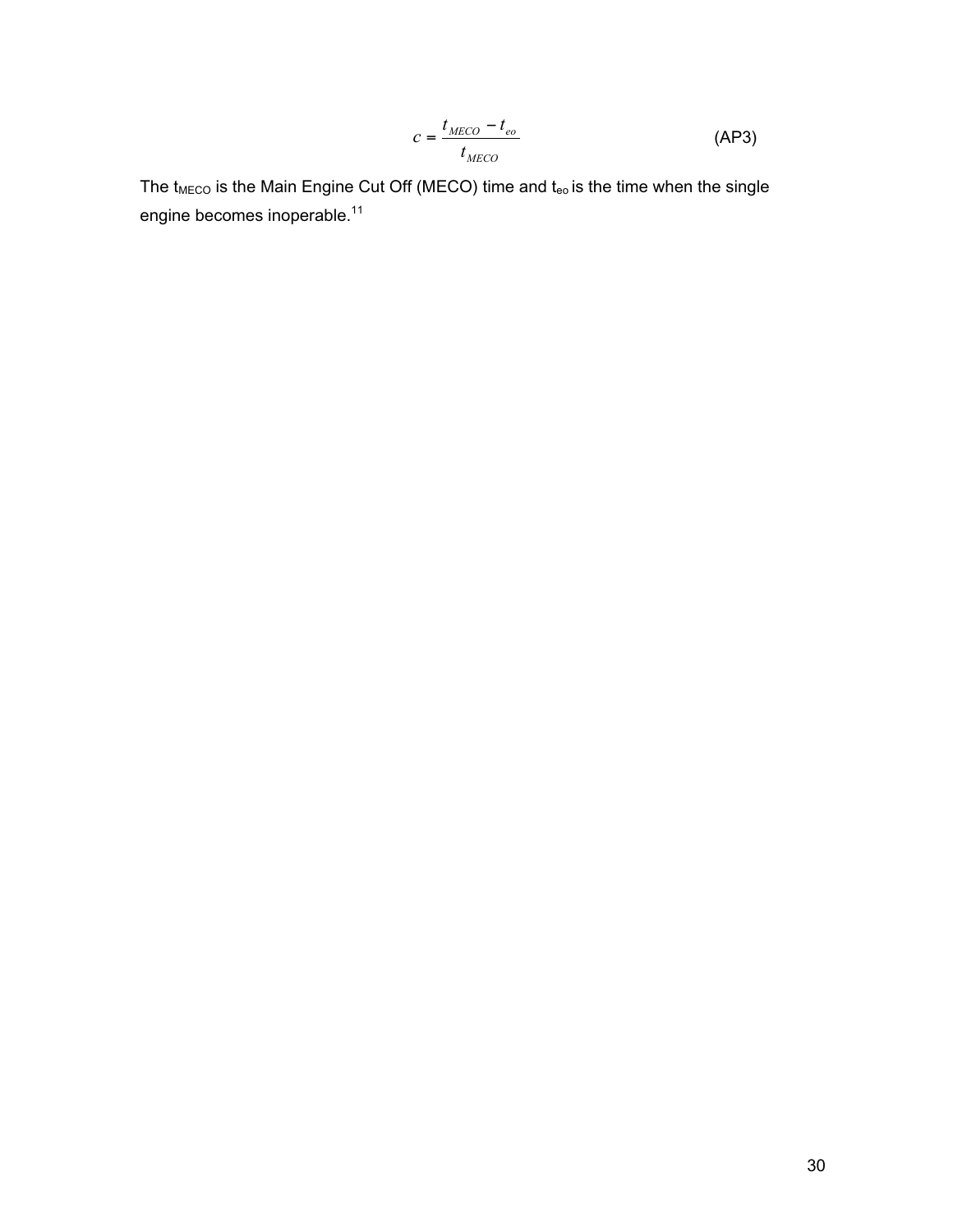$$c = \frac{t_{MECO} - t_{eo}}{t_{MECO}} \qquad \text{(AP3)}$$

The $t_{MECO}$ is the Main Engine Cut Off (MECO) time and $t_{eo}$ is the time when the single engine becomes inoperable.[11]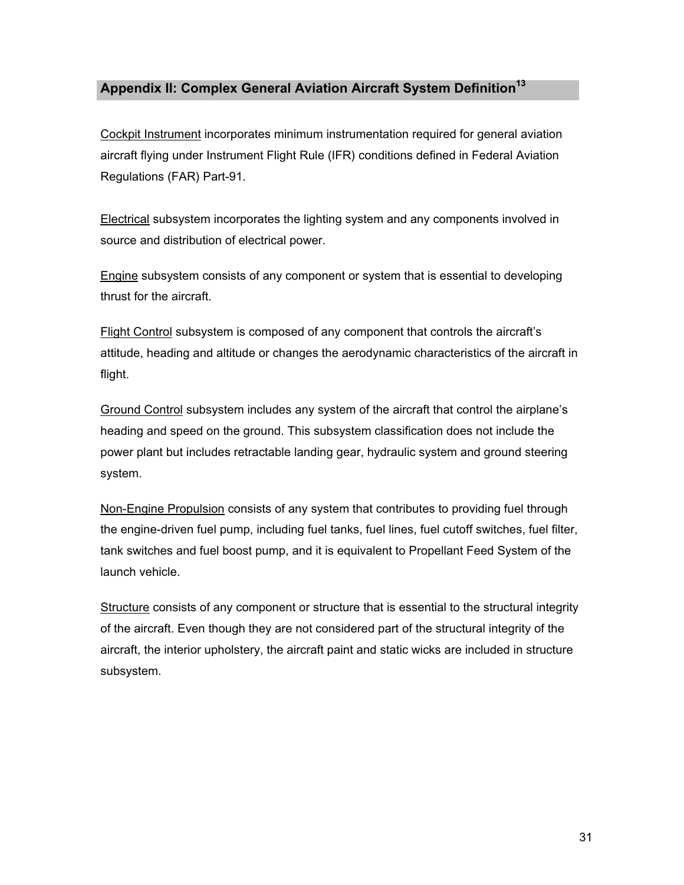## Appendix II: Complex General Aviation Aircraft System Definition[13]

Cockpit Instrument incorporates minimum instrumentation required for general aviation aircraft flying under Instrument Flight Rule (IFR) conditions defined in Federal Aviation Regulations (FAR) Part-91.

Electrical subsystem incorporates the lighting system and any components involved in source and distribution of electrical power.

Engine subsystem consists of any component or system that is essential to developing thrust for the aircraft.

Flight Control subsystem is composed of any component that controls the aircraft's attitude, heading and altitude or changes the aerodynamic characteristics of the aircraft in flight.

Ground Control subsystem includes any system of the aircraft that control the airplane's heading and speed on the ground. This subsystem classification does not include the power plant but includes retractable landing gear, hydraulic system and ground steering system.

Non-Engine Propulsion consists of any system that contributes to providing fuel through the engine-driven fuel pump, including fuel tanks, fuel lines, fuel cutoff switches, fuel filter, tank switches and fuel boost pump, and it is equivalent to Propellant Feed System of the launch vehicle.

Structure consists of any component or structure that is essential to the structural integrity of the aircraft. Even though they are not considered part of the structural integrity of the aircraft, the interior upholstery, the aircraft paint and static wicks are included in structure subsystem.